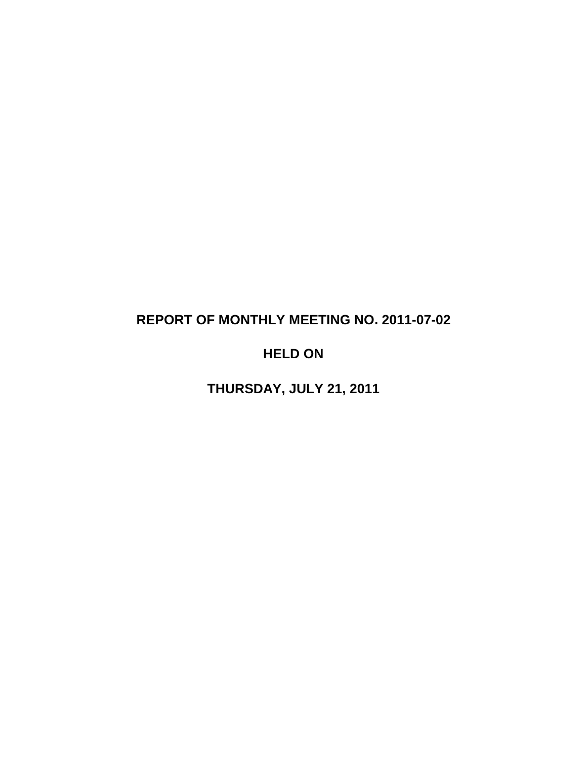# REPORT OF MONTHLY MEETING NO. 2011-07-02

# HELD ON

# THURSDAY, JULY 21, 2011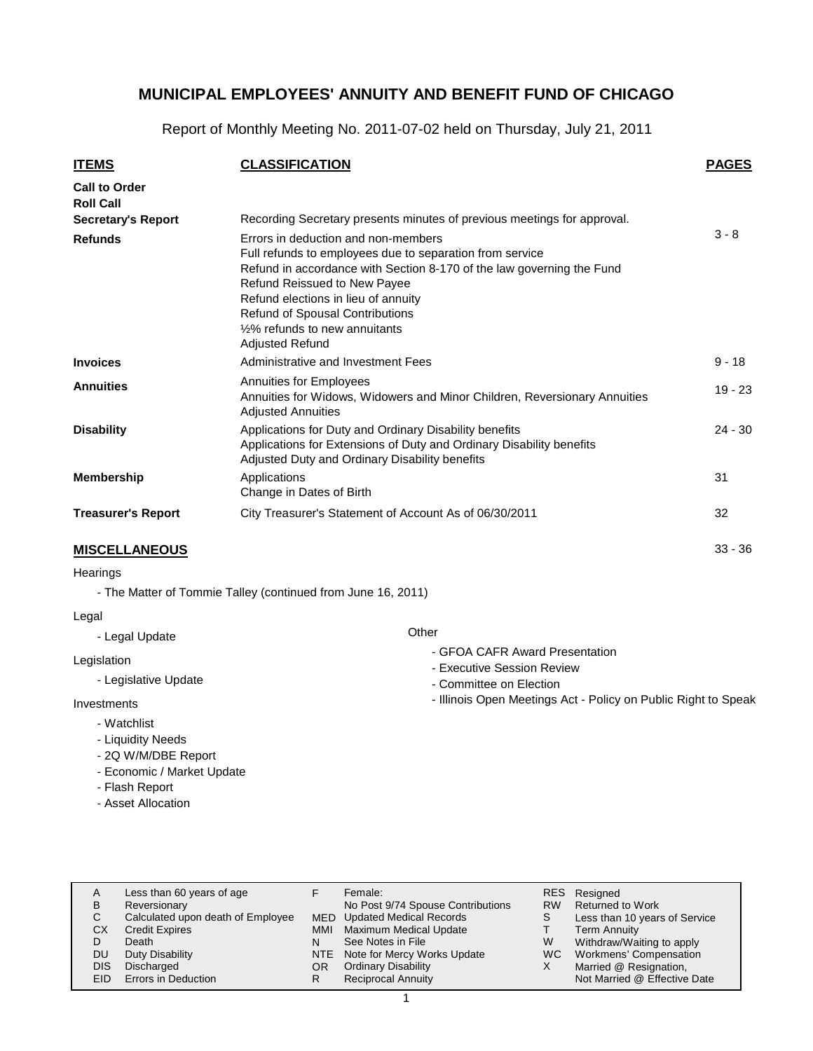# MUNICIPAL EMPLOYEES' ANNUITY AND BENEFIT FUND OF CHICAGO

Report of Monthly Meeting No. 2011-07-02 held on Thursday, July 21, 2011

| ITEMS | CLASSIFICATION | PAGES |
|---|---|---|
| **Call to Order** | | |
| **Roll Call** | | |
| **Secretary's Report** | Recording Secretary presents minutes of previous meetings for approval. | |
| **Refunds** | Errors in deduction and non-members<br>Full refunds to employees due to separation from service<br>Refund in accordance with Section 8-170 of the law governing the Fund<br>Refund Reissued to New Payee<br>Refund elections in lieu of annuity<br>Refund of Spousal Contributions<br>½% refunds to new annuitants<br>Adjusted Refund | 3 - 8 |
| **Invoices** | Administrative and Investment Fees | 9 - 18 |
| **Annuities** | Annuities for Employees<br>Annuities for Widows, Widowers and Minor Children, Reversionary Annuities<br>Adjusted Annuities | 19 - 23 |
| **Disability** | Applications for Duty and Ordinary Disability benefits<br>Applications for Extensions of Duty and Ordinary Disability benefits<br>Adjusted Duty and Ordinary Disability benefits | 24 - 30 |
| **Membership** | Applications<br>Change in Dates of Birth | 31 |
| **Treasurer's Report** | City Treasurer's Statement of Account As of 06/30/2011 | 32 |

## MISCELLANEOUS

33 - 36

Hearings

- The Matter of Tommie Talley (continued from June 16, 2011)

Legal

- Legal Update

Legislation

- Legislative Update

Investments

- Watchlist
- Liquidity Needs
- 2Q W/M/DBE Report
- Economic / Market Update
- Flash Report
- Asset Allocation

Other

- GFOA CAFR Award Presentation
- Executive Session Review
- Committee on Election
- Illinois Open Meetings Act - Policy on Public Right to Speak

| | | | | | |
|---|---|---|---|---|---|
| A | Less than 60 years of age | F | Female: No Post 9/74 Spouse Contributions | RES | Resigned |
| B | Reversionary | | | RW | Returned to Work |
| C | Calculated upon death of Employee | MED | Updated Medical Records | S | Less than 10 years of Service |
| CX | Credit Expires | MMI | Maximum Medical Update | T | Term Annuity |
| D | Death | N | See Notes in File | W | Withdraw/Waiting to apply |
| DU | Duty Disability | NTE | Note for Mercy Works Update | WC | Workmens' Compensation |
| DIS | Discharged | OR | Ordinary Disability | X | Married @ Resignation, Not Married @ Effective Date |
| EID | Errors in Deduction | R | Reciprocal Annuity | | |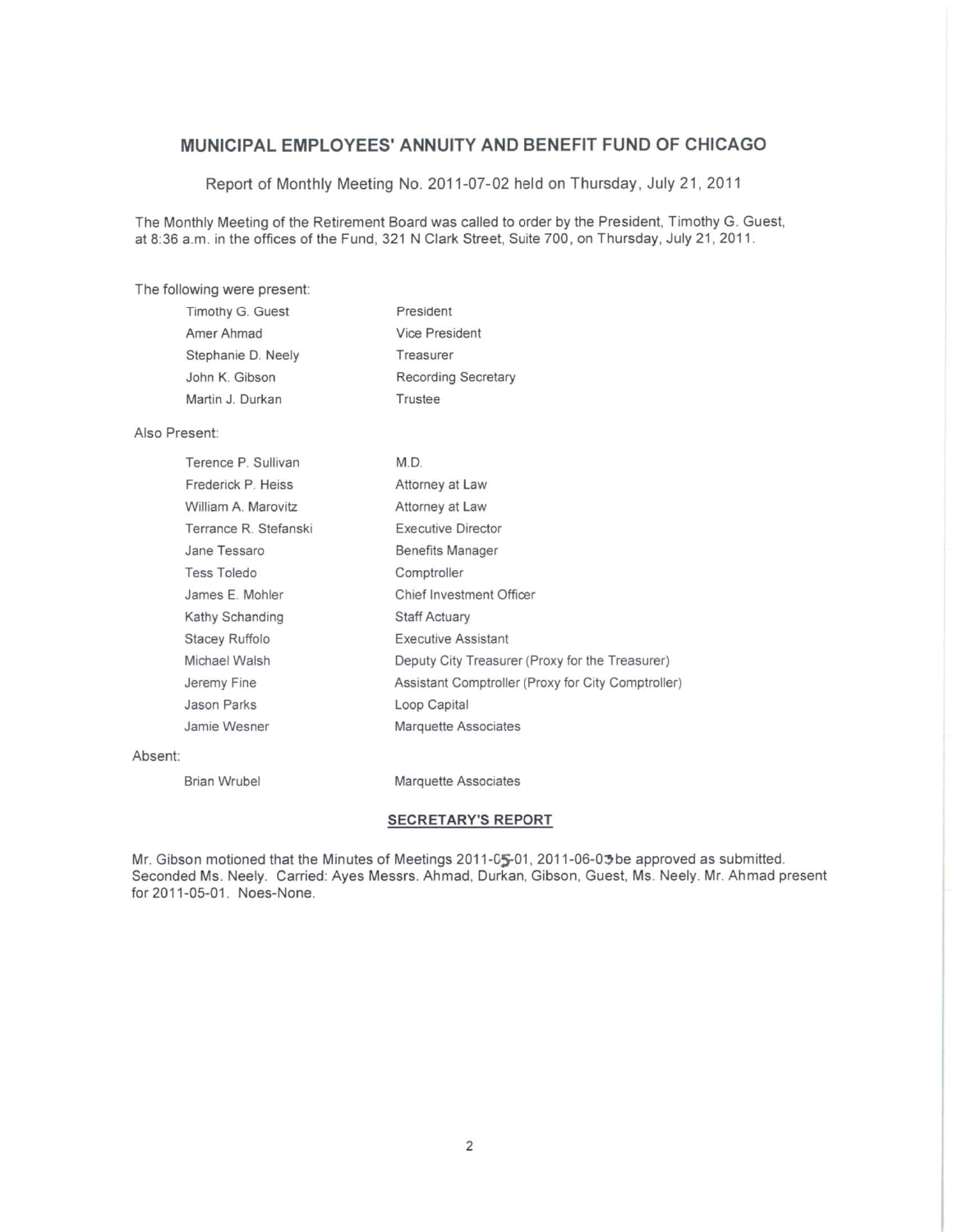## MUNICIPAL EMPLOYEES' ANNUITY AND BENEFIT FUND OF CHICAGO

Report of Monthly Meeting No. 2011-07-02 held on Thursday, July 21, 2011

The Monthly Meeting of the Retirement Board was called to order by the President, Timothy G. Guest, at 8:36 a.m. in the offices of the Fund, 321 N Clark Street, Suite 700, on Thursday, July 21, 2011.

The following were present:

| | |
|---|---|
| Timothy G. Guest | President |
| Amer Ahmad | Vice President |
| Stephanie D. Neely | Treasurer |
| John K. Gibson | Recording Secretary |
| Martin J. Durkan | Trustee |

Also Present:

| | |
|---|---|
| Terence P. Sullivan | M.D. |
| Frederick P. Heiss | Attorney at Law |
| William A. Marovitz | Attorney at Law |
| Terrance R. Stefanski | Executive Director |
| Jane Tessaro | Benefits Manager |
| Tess Toledo | Comptroller |
| James E. Mohler | Chief Investment Officer |
| Kathy Schanding | Staff Actuary |
| Stacey Ruffolo | Executive Assistant |
| Michael Walsh | Deputy City Treasurer (Proxy for the Treasurer) |
| Jeremy Fine | Assistant Comptroller (Proxy for City Comptroller) |
| Jason Parks | Loop Capital |
| Jamie Wesner | Marquette Associates |

Absent:

| | |
|---|---|
| Brian Wrubel | Marquette Associates |

### SECRETARY'S REPORT

Mr. Gibson motioned that the Minutes of Meetings 2011-05-01, 2011-06-03 be approved as submitted. Seconded Ms. Neely. Carried: Ayes Messrs. Ahmad, Durkan, Gibson, Guest, Ms. Neely. Mr. Ahmad present for 2011-05-01. Noes-None.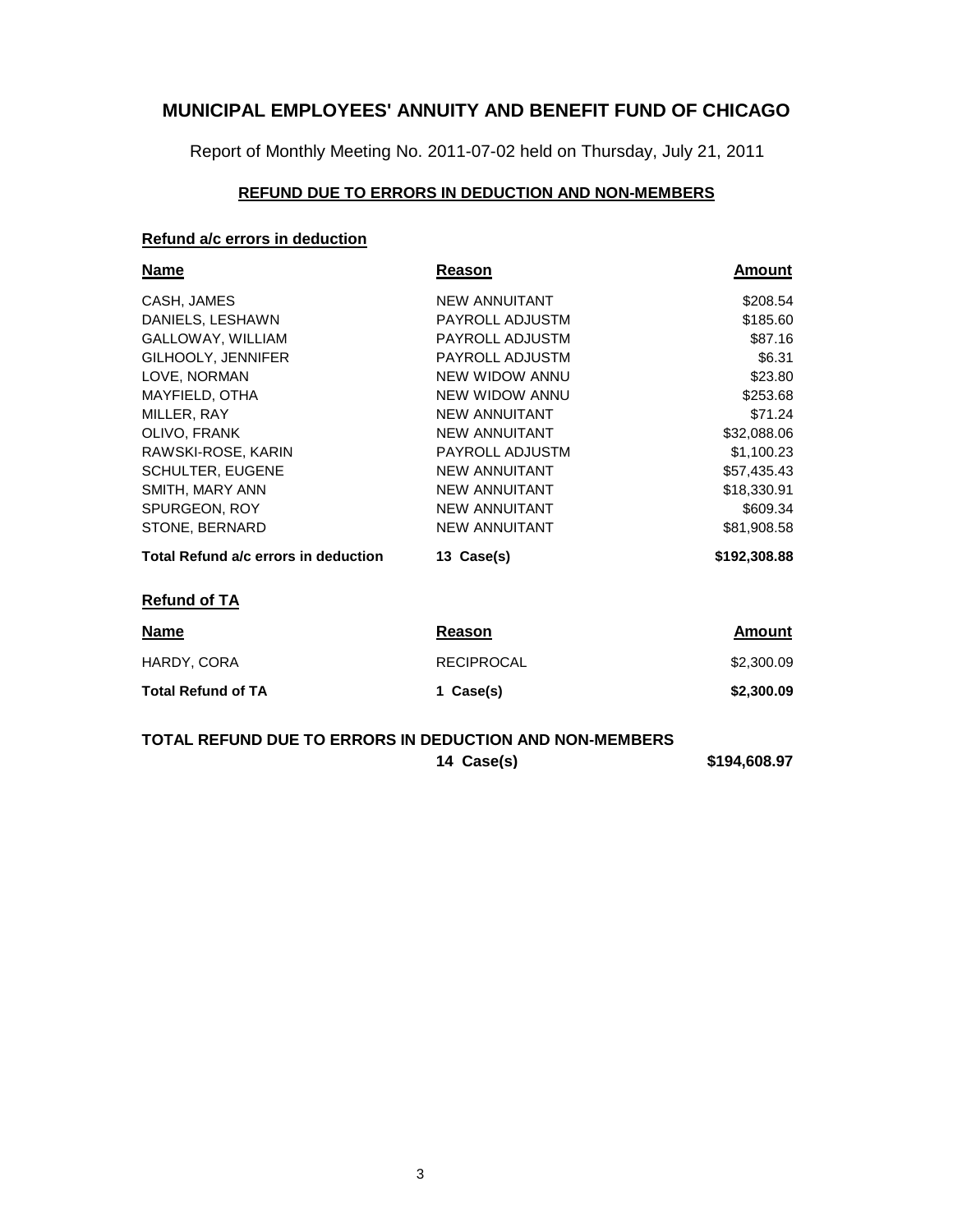# MUNICIPAL EMPLOYEES' ANNUITY AND BENEFIT FUND OF CHICAGO

Report of Monthly Meeting No. 2011-07-02 held on Thursday, July 21, 2011

## REFUND DUE TO ERRORS IN DEDUCTION AND NON-MEMBERS

### Refund a/c errors in deduction

| Name | Reason | Amount |
|---|---|---|
| CASH, JAMES | NEW ANNUITANT | $208.54 |
| DANIELS, LESHAWN | PAYROLL ADJUSTM | $185.60 |
| GALLOWAY, WILLIAM | PAYROLL ADJUSTM | $87.16 |
| GILHOOLY, JENNIFER | PAYROLL ADJUSTM | $6.31 |
| LOVE, NORMAN | NEW WIDOW ANNU | $23.80 |
| MAYFIELD, OTHA | NEW WIDOW ANNU | $253.68 |
| MILLER, RAY | NEW ANNUITANT | $71.24 |
| OLIVO, FRANK | NEW ANNUITANT | $32,088.06 |
| RAWSKI-ROSE, KARIN | PAYROLL ADJUSTM | $1,100.23 |
| SCHULTER, EUGENE | NEW ANNUITANT | $57,435.43 |
| SMITH, MARY ANN | NEW ANNUITANT | $18,330.91 |
| SPURGEON, ROY | NEW ANNUITANT | $609.34 |
| STONE, BERNARD | NEW ANNUITANT | $81,908.58 |
| **Total Refund a/c errors in deduction** | **13 Case(s)** | **$192,308.88** |

### Refund of TA

| Name | Reason | Amount |
|---|---|---|
| HARDY, CORA | RECIPROCAL | $2,300.09 |
| **Total Refund of TA** | **1 Case(s)** | **$2,300.09** |

**TOTAL REFUND DUE TO ERRORS IN DEDUCTION AND NON-MEMBERS**

**14 Case(s)** **$194,608.97**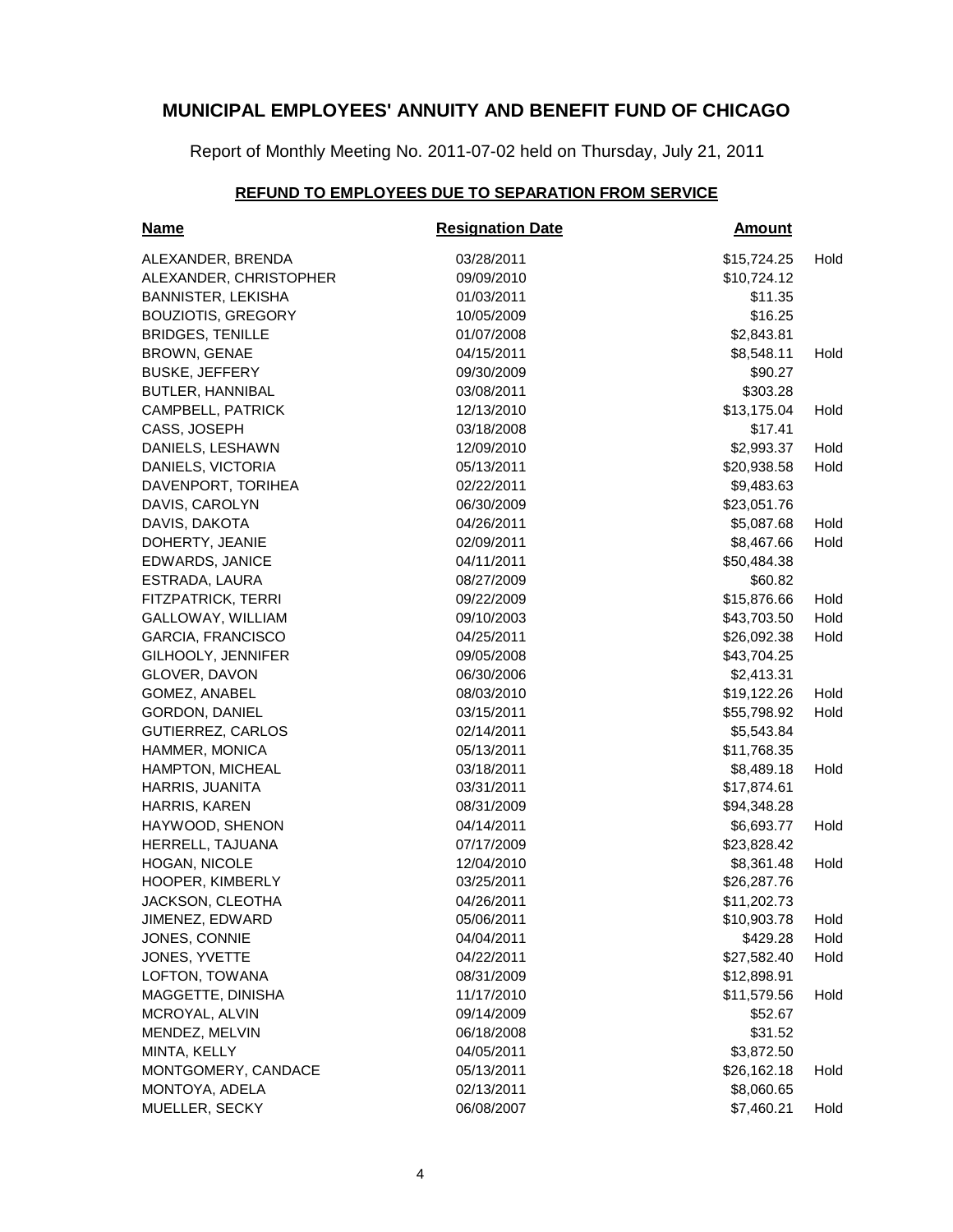# MUNICIPAL EMPLOYEES' ANNUITY AND BENEFIT FUND OF CHICAGO

Report of Monthly Meeting No. 2011-07-02 held on Thursday, July 21, 2011

## REFUND TO EMPLOYEES DUE TO SEPARATION FROM SERVICE

| Name | Resignation Date | Amount | |
|---|---|---|---|
| ALEXANDER, BRENDA | 03/28/2011 | $15,724.25 | Hold |
| ALEXANDER, CHRISTOPHER | 09/09/2010 | $10,724.12 | |
| BANNISTER, LEKISHA | 01/03/2011 | $11.35 | |
| BOUZIOTIS, GREGORY | 10/05/2009 | $16.25 | |
| BRIDGES, TENILLE | 01/07/2008 | $2,843.81 | |
| BROWN, GENAE | 04/15/2011 | $8,548.11 | Hold |
| BUSKE, JEFFERY | 09/30/2009 | $90.27 | |
| BUTLER, HANNIBAL | 03/08/2011 | $303.28 | |
| CAMPBELL, PATRICK | 12/13/2010 | $13,175.04 | Hold |
| CASS, JOSEPH | 03/18/2008 | $17.41 | |
| DANIELS, LESHAWN | 12/09/2010 | $2,993.37 | Hold |
| DANIELS, VICTORIA | 05/13/2011 | $20,938.58 | Hold |
| DAVENPORT, TORIHEA | 02/22/2011 | $9,483.63 | |
| DAVIS, CAROLYN | 06/30/2009 | $23,051.76 | |
| DAVIS, DAKOTA | 04/26/2011 | $5,087.68 | Hold |
| DOHERTY, JEANIE | 02/09/2011 | $8,467.66 | Hold |
| EDWARDS, JANICE | 04/11/2011 | $50,484.38 | |
| ESTRADA, LAURA | 08/27/2009 | $60.82 | |
| FITZPATRICK, TERRI | 09/22/2009 | $15,876.66 | Hold |
| GALLOWAY, WILLIAM | 09/10/2003 | $43,703.50 | Hold |
| GARCIA, FRANCISCO | 04/25/2011 | $26,092.38 | Hold |
| GILHOOLY, JENNIFER | 09/05/2008 | $43,704.25 | |
| GLOVER, DAVON | 06/30/2006 | $2,413.31 | |
| GOMEZ, ANABEL | 08/03/2010 | $19,122.26 | Hold |
| GORDON, DANIEL | 03/15/2011 | $55,798.92 | Hold |
| GUTIERREZ, CARLOS | 02/14/2011 | $5,543.84 | |
| HAMMER, MONICA | 05/13/2011 | $11,768.35 | |
| HAMPTON, MICHEAL | 03/18/2011 | $8,489.18 | Hold |
| HARRIS, JUANITA | 03/31/2011 | $17,874.61 | |
| HARRIS, KAREN | 08/31/2009 | $94,348.28 | |
| HAYWOOD, SHENON | 04/14/2011 | $6,693.77 | Hold |
| HERRELL, TAJUANA | 07/17/2009 | $23,828.42 | |
| HOGAN, NICOLE | 12/04/2010 | $8,361.48 | Hold |
| HOOPER, KIMBERLY | 03/25/2011 | $26,287.76 | |
| JACKSON, CLEOTHA | 04/26/2011 | $11,202.73 | |
| JIMENEZ, EDWARD | 05/06/2011 | $10,903.78 | Hold |
| JONES, CONNIE | 04/04/2011 | $429.28 | Hold |
| JONES, YVETTE | 04/22/2011 | $27,582.40 | Hold |
| LOFTON, TOWANA | 08/31/2009 | $12,898.91 | |
| MAGGETTE, DINISHA | 11/17/2010 | $11,579.56 | Hold |
| MCROYAL, ALVIN | 09/14/2009 | $52.67 | |
| MENDEZ, MELVIN | 06/18/2008 | $31.52 | |
| MINTA, KELLY | 04/05/2011 | $3,872.50 | |
| MONTGOMERY, CANDACE | 05/13/2011 | $26,162.18 | Hold |
| MONTOYA, ADELA | 02/13/2011 | $8,060.65 | |
| MUELLER, SECKY | 06/08/2007 | $7,460.21 | Hold |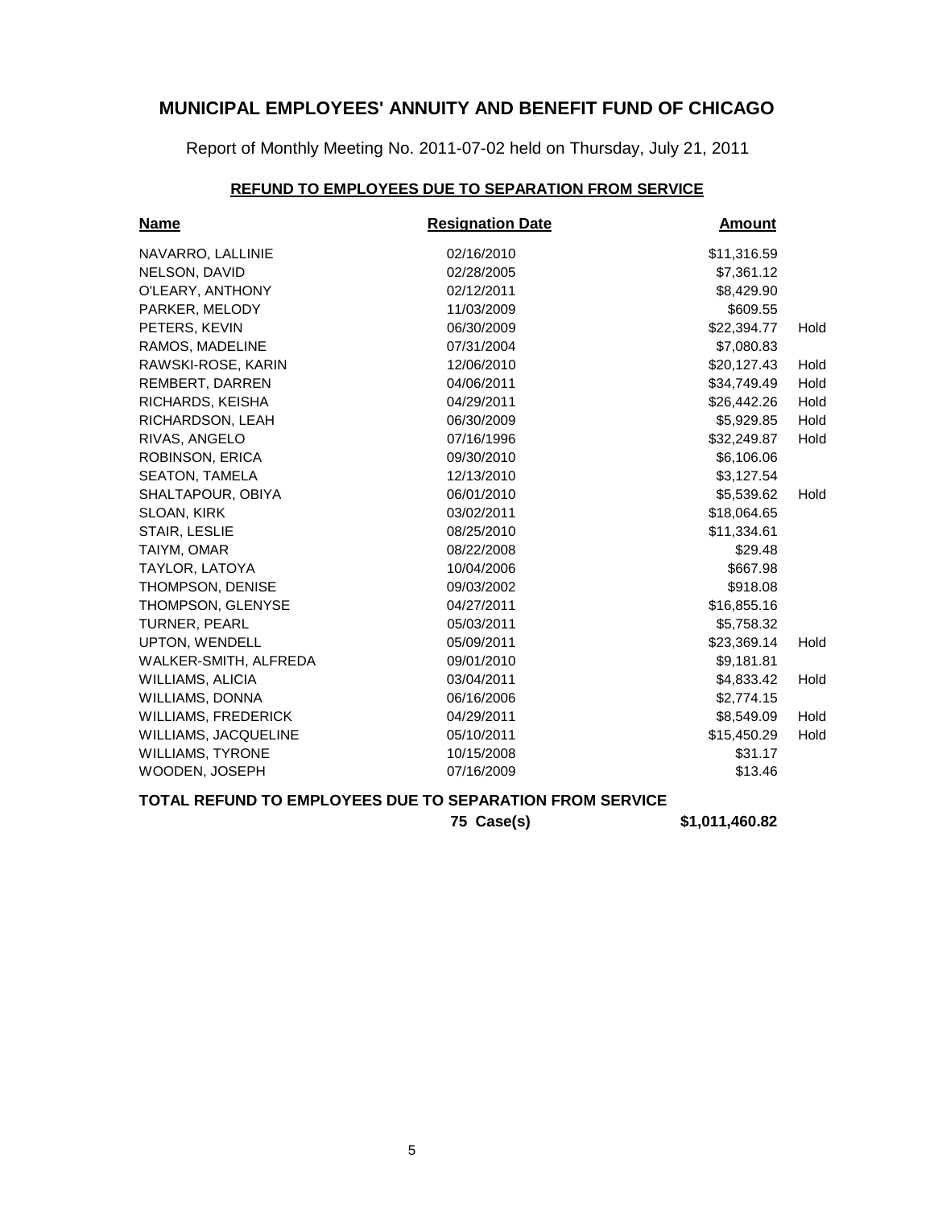# MUNICIPAL EMPLOYEES' ANNUITY AND BENEFIT FUND OF CHICAGO

Report of Monthly Meeting No. 2011-07-02 held on Thursday, July 21, 2011

## REFUND TO EMPLOYEES DUE TO SEPARATION FROM SERVICE

| Name | Resignation Date | Amount | |
|---|---|---|---|
| NAVARRO, LALLINIE | 02/16/2010 | $11,316.59 | |
| NELSON, DAVID | 02/28/2005 | $7,361.12 | |
| O'LEARY, ANTHONY | 02/12/2011 | $8,429.90 | |
| PARKER, MELODY | 11/03/2009 | $609.55 | |
| PETERS, KEVIN | 06/30/2009 | $22,394.77 | Hold |
| RAMOS, MADELINE | 07/31/2004 | $7,080.83 | |
| RAWSKI-ROSE, KARIN | 12/06/2010 | $20,127.43 | Hold |
| REMBERT, DARREN | 04/06/2011 | $34,749.49 | Hold |
| RICHARDS, KEISHA | 04/29/2011 | $26,442.26 | Hold |
| RICHARDSON, LEAH | 06/30/2009 | $5,929.85 | Hold |
| RIVAS, ANGELO | 07/16/1996 | $32,249.87 | Hold |
| ROBINSON, ERICA | 09/30/2010 | $6,106.06 | |
| SEATON, TAMELA | 12/13/2010 | $3,127.54 | |
| SHALTAPOUR, OBIYA | 06/01/2010 | $5,539.62 | Hold |
| SLOAN, KIRK | 03/02/2011 | $18,064.65 | |
| STAIR, LESLIE | 08/25/2010 | $11,334.61 | |
| TAIYM, OMAR | 08/22/2008 | $29.48 | |
| TAYLOR, LATOYA | 10/04/2006 | $667.98 | |
| THOMPSON, DENISE | 09/03/2002 | $918.08 | |
| THOMPSON, GLENYSE | 04/27/2011 | $16,855.16 | |
| TURNER, PEARL | 05/03/2011 | $5,758.32 | |
| UPTON, WENDELL | 05/09/2011 | $23,369.14 | Hold |
| WALKER-SMITH, ALFREDA | 09/01/2010 | $9,181.81 | |
| WILLIAMS, ALICIA | 03/04/2011 | $4,833.42 | Hold |
| WILLIAMS, DONNA | 06/16/2006 | $2,774.15 | |
| WILLIAMS, FREDERICK | 04/29/2011 | $8,549.09 | Hold |
| WILLIAMS, JACQUELINE | 05/10/2011 | $15,450.29 | Hold |
| WILLIAMS, TYRONE | 10/15/2008 | $31.17 | |
| WOODEN, JOSEPH | 07/16/2009 | $13.46 | |

**TOTAL REFUND TO EMPLOYEES DUE TO SEPARATION FROM SERVICE**

**75 Case(s) $1,011,460.82**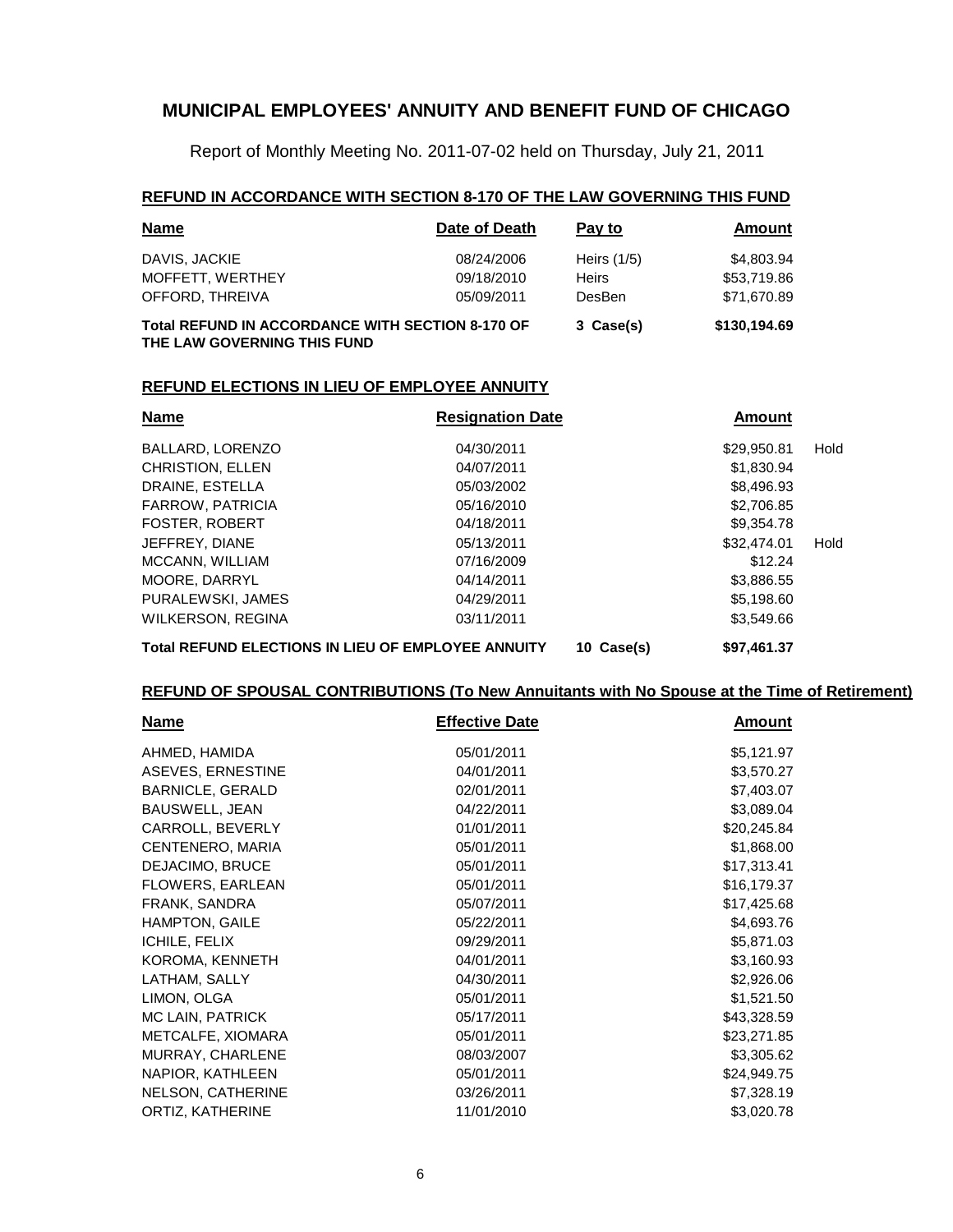# MUNICIPAL EMPLOYEES' ANNUITY AND BENEFIT FUND OF CHICAGO

Report of Monthly Meeting No. 2011-07-02 held on Thursday, July 21, 2011

## REFUND IN ACCORDANCE WITH SECTION 8-170 OF THE LAW GOVERNING THIS FUND

| Name | Date of Death | Pay to | Amount |
|---|---|---|---|
| DAVIS, JACKIE | 08/24/2006 | Heirs (1/5) | $4,803.94 |
| MOFFETT, WERTHEY | 09/18/2010 | Heirs | $53,719.86 |
| OFFORD, THREIVA | 05/09/2011 | DesBen | $71,670.89 |
| **Total REFUND IN ACCORDANCE WITH SECTION 8-170 OF THE LAW GOVERNING THIS FUND** | | **3 Case(s)** | **$130,194.69** |

## REFUND ELECTIONS IN LIEU OF EMPLOYEE ANNUITY

| Name | Resignation Date | | Amount | |
|---|---|---|---|---|
| BALLARD, LORENZO | 04/30/2011 | | $29,950.81 | Hold |
| CHRISTION, ELLEN | 04/07/2011 | | $1,830.94 | |
| DRAINE, ESTELLA | 05/03/2002 | | $8,496.93 | |
| FARROW, PATRICIA | 05/16/2010 | | $2,706.85 | |
| FOSTER, ROBERT | 04/18/2011 | | $9,354.78 | |
| JEFFREY, DIANE | 05/13/2011 | | $32,474.01 | Hold |
| MCCANN, WILLIAM | 07/16/2009 | | $12.24 | |
| MOORE, DARRYL | 04/14/2011 | | $3,886.55 | |
| PURALEWSKI, JAMES | 04/29/2011 | | $5,198.60 | |
| WILKERSON, REGINA | 03/11/2011 | | $3,549.66 | |
| **Total REFUND ELECTIONS IN LIEU OF EMPLOYEE ANNUITY** | | **10 Case(s)** | **$97,461.37** | |

## REFUND OF SPOUSAL CONTRIBUTIONS (To New Annuitants with No Spouse at the Time of Retirement)

| Name | Effective Date | Amount |
|---|---|---|
| AHMED, HAMIDA | 05/01/2011 | $5,121.97 |
| ASEVES, ERNESTINE | 04/01/2011 | $3,570.27 |
| BARNICLE, GERALD | 02/01/2011 | $7,403.07 |
| BAUSWELL, JEAN | 04/22/2011 | $3,089.04 |
| CARROLL, BEVERLY | 01/01/2011 | $20,245.84 |
| CENTENERO, MARIA | 05/01/2011 | $1,868.00 |
| DEJACIMO, BRUCE | 05/01/2011 | $17,313.41 |
| FLOWERS, EARLEAN | 05/01/2011 | $16,179.37 |
| FRANK, SANDRA | 05/07/2011 | $17,425.68 |
| HAMPTON, GAILE | 05/22/2011 | $4,693.76 |
| ICHILE, FELIX | 09/29/2011 | $5,871.03 |
| KOROMA, KENNETH | 04/01/2011 | $3,160.93 |
| LATHAM, SALLY | 04/30/2011 | $2,926.06 |
| LIMON, OLGA | 05/01/2011 | $1,521.50 |
| MC LAIN, PATRICK | 05/17/2011 | $43,328.59 |
| METCALFE, XIOMARA | 05/01/2011 | $23,271.85 |
| MURRAY, CHARLENE | 08/03/2007 | $3,305.62 |
| NAPIOR, KATHLEEN | 05/01/2011 | $24,949.75 |
| NELSON, CATHERINE | 03/26/2011 | $7,328.19 |
| ORTIZ, KATHERINE | 11/01/2010 | $3,020.78 |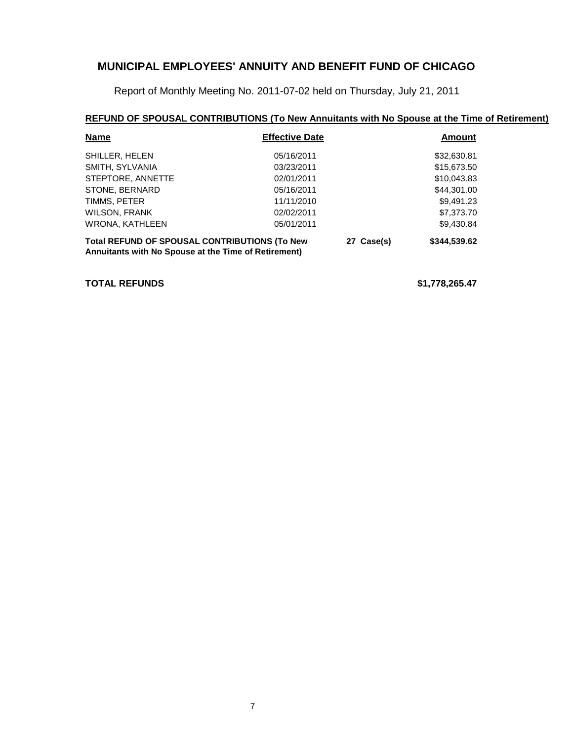# MUNICIPAL EMPLOYEES' ANNUITY AND BENEFIT FUND OF CHICAGO

Report of Monthly Meeting No. 2011-07-02 held on Thursday, July 21, 2011

## REFUND OF SPOUSAL CONTRIBUTIONS (To New Annuitants with No Spouse at the Time of Retirement)

| Name | Effective Date | | Amount |
|---|---|---|---|
| SHILLER, HELEN | 05/16/2011 | | $32,630.81 |
| SMITH, SYLVANIA | 03/23/2011 | | $15,673.50 |
| STEPTORE, ANNETTE | 02/01/2011 | | $10,043.83 |
| STONE, BERNARD | 05/16/2011 | | $44,301.00 |
| TIMMS, PETER | 11/11/2010 | | $9,491.23 |
| WILSON, FRANK | 02/02/2011 | | $7,373.70 |
| WRONA, KATHLEEN | 05/01/2011 | | $9,430.84 |
| **Total REFUND OF SPOUSAL CONTRIBUTIONS (To New Annuitants with No Spouse at the Time of Retirement)** | | **27 Case(s)** | **$344,539.62** |

**TOTAL REFUNDS** **$1,778,265.47**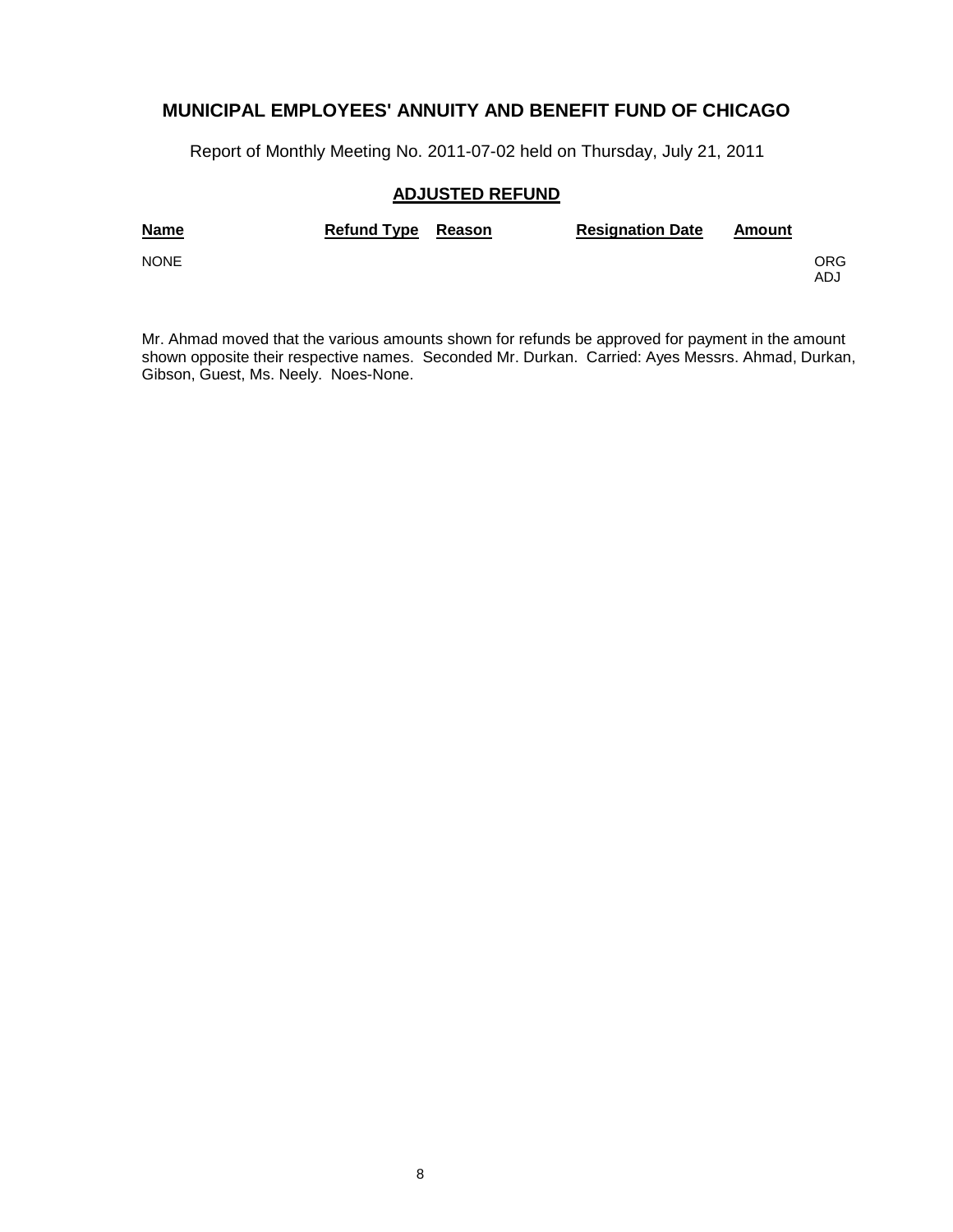**MUNICIPAL EMPLOYEES' ANNUITY AND BENEFIT FUND OF CHICAGO**

Report of Monthly Meeting No. 2011-07-02 held on Thursday, July 21, 2011

## ADJUSTED REFUND

| Name | Refund Type | Reason | Resignation Date | Amount | |
|---|---|---|---|---|---|
| NONE | | | | | ORG<br>ADJ |

Mr. Ahmad moved that the various amounts shown for refunds be approved for payment in the amount shown opposite their respective names. Seconded Mr. Durkan. Carried: Ayes Messrs. Ahmad, Durkan, Gibson, Guest, Ms. Neely. Noes-None.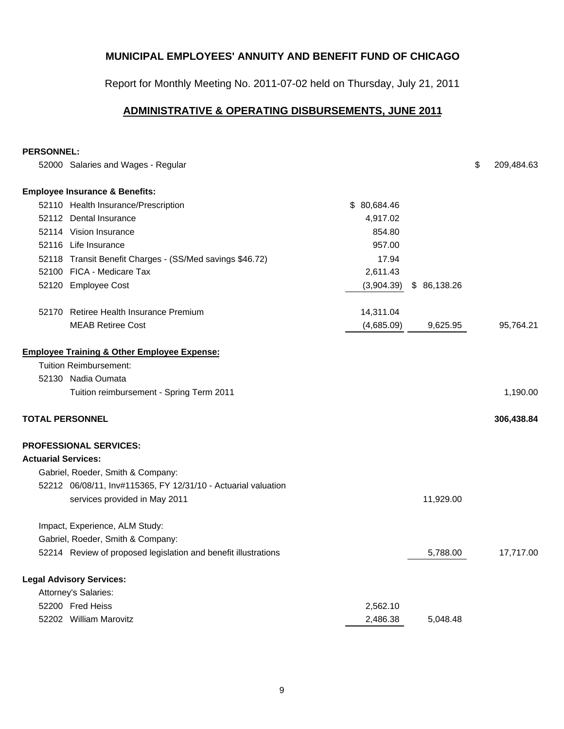**MUNICIPAL EMPLOYEES' ANNUITY AND BENEFIT FUND OF CHICAGO**

Report for Monthly Meeting No. 2011-07-02 held on Thursday, July 21, 2011

## ADMINISTRATIVE & OPERATING DISBURSEMENTS, JUNE 2011

| | | | | |
|---|---|---|---|---|
| **PERSONNEL:** | | | | |
| 52000 | Salaries and Wages - Regular | | | $ 209,484.63 |
| **Employee Insurance & Benefits:** | | | | |
| 52110 | Health Insurance/Prescription | $ 80,684.46 | | |
| 52112 | Dental Insurance | 4,917.02 | | |
| 52114 | Vision Insurance | 854.80 | | |
| 52116 | Life Insurance | 957.00 | | |
| 52118 | Transit Benefit Charges - (SS/Med savings $46.72) | 17.94 | | |
| 52100 | FICA - Medicare Tax | 2,611.43 | | |
| 52120 | Employee Cost | (3,904.39) | $ 86,138.26 | |
| 52170 | Retiree Health Insurance Premium | 14,311.04 | | |
| | MEAB Retiree Cost | (4,685.09) | 9,625.95 | 95,764.21 |
| **Employee Training & Other Employee Expense:** | | | | |
| | Tuition Reimbursement: | | | |
| 52130 | Nadia Oumata | | | |
| | Tuition reimbursement - Spring Term 2011 | | | 1,190.00 |
| **TOTAL PERSONNEL** | | | | **306,438.84** |
| **PROFESSIONAL SERVICES:** | | | | |
| **Actuarial Services:** | | | | |
| | Gabriel, Roeder, Smith & Company: | | | |
| 52212 | 06/08/11, Inv#115365, FY 12/31/10 - Actuarial valuation services provided in May 2011 | | 11,929.00 | |
| | Impact, Experience, ALM Study: | | | |
| | Gabriel, Roeder, Smith & Company: | | | |
| 52214 | Review of proposed legislation and benefit illustrations | | 5,788.00 | 17,717.00 |
| **Legal Advisory Services:** | | | | |
| | Attorney's Salaries: | | | |
| 52200 | Fred Heiss | 2,562.10 | | |
| 52202 | William Marovitz | 2,486.38 | 5,048.48 | |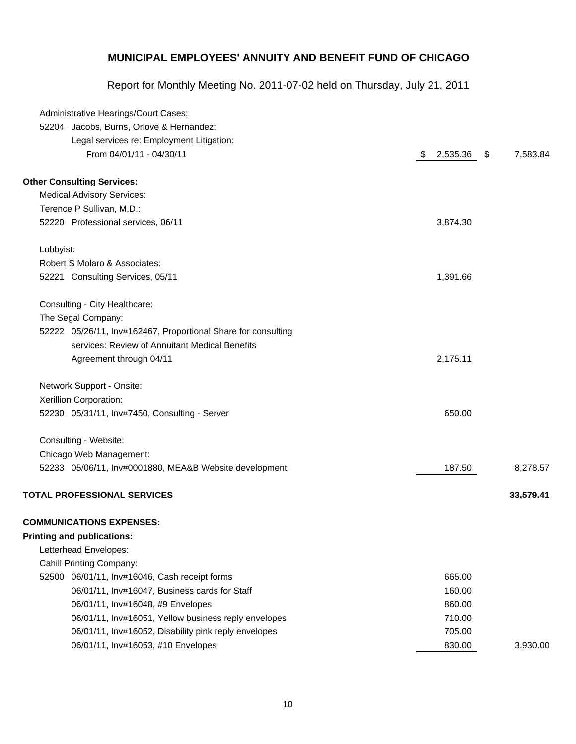# MUNICIPAL EMPLOYEES' ANNUITY AND BENEFIT FUND OF CHICAGO

Report for Monthly Meeting No. 2011-07-02 held on Thursday, July 21, 2011

| | | |
|---|---|---|
| Administrative Hearings/Court Cases: | | |
| 52204 Jacobs, Burns, Orlove & Hernandez: | | |
| Legal services re: Employment Litigation: | | |
| From 04/01/11 - 04/30/11 | $ 2,535.36 | $ 7,583.84 |
| **Other Consulting Services:** | | |
| Medical Advisory Services: | | |
| Terence P Sullivan, M.D.: | | |
| 52220 Professional services, 06/11 | 3,874.30 | |
| Lobbyist: | | |
| Robert S Molaro & Associates: | | |
| 52221 Consulting Services, 05/11 | 1,391.66 | |
| Consulting - City Healthcare: | | |
| The Segal Company: | | |
| 52222 05/26/11, Inv#162467, Proportional Share for consulting services: Review of Annuitant Medical Benefits Agreement through 04/11 | 2,175.11 | |
| Network Support - Onsite: | | |
| Xerillion Corporation: | | |
| 52230 05/31/11, Inv#7450, Consulting - Server | 650.00 | |
| Consulting - Website: | | |
| Chicago Web Management: | | |
| 52233 05/06/11, Inv#0001880, MEA&B Website development | 187.50 | 8,278.57 |
| **TOTAL PROFESSIONAL SERVICES** | | **33,579.41** |
| **COMMUNICATIONS EXPENSES:** | | |
| **Printing and publications:** | | |
| Letterhead Envelopes: | | |
| Cahill Printing Company: | | |
| 52500 06/01/11, Inv#16046, Cash receipt forms | 665.00 | |
| 06/01/11, Inv#16047, Business cards for Staff | 160.00 | |
| 06/01/11, Inv#16048, #9 Envelopes | 860.00 | |
| 06/01/11, Inv#16051, Yellow business reply envelopes | 710.00 | |
| 06/01/11, Inv#16052, Disability pink reply envelopes | 705.00 | |
| 06/01/11, Inv#16053, #10 Envelopes | 830.00 | 3,930.00 |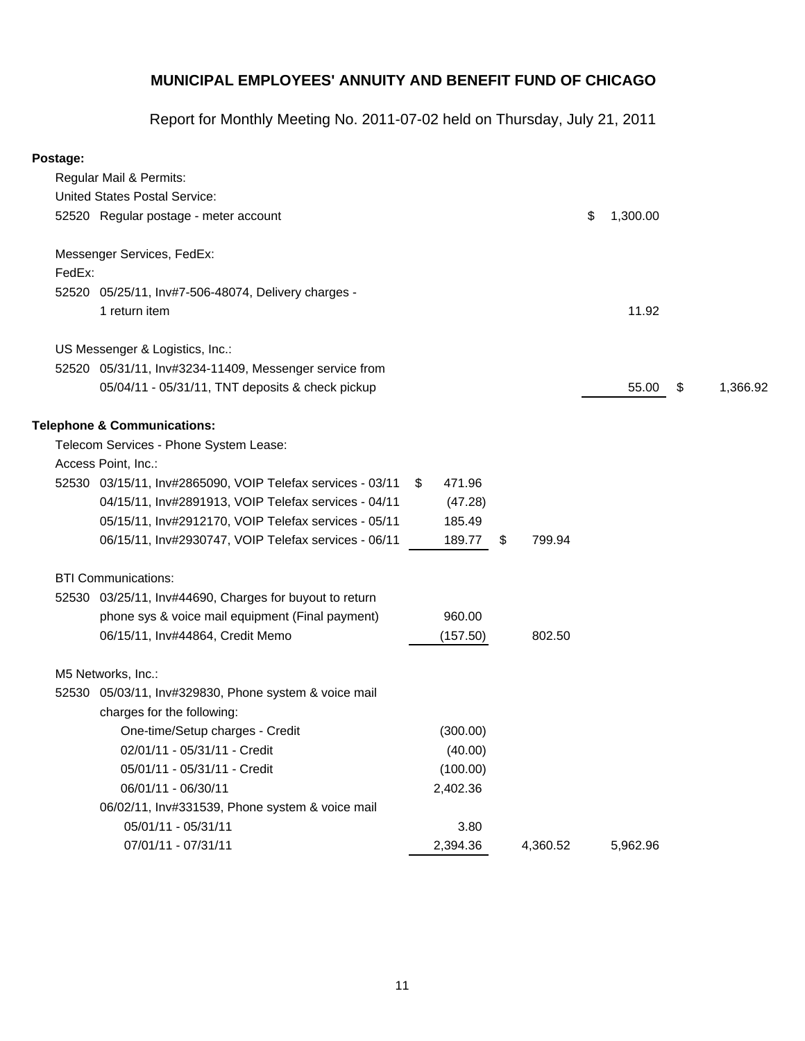# MUNICIPAL EMPLOYEES' ANNUITY AND BENEFIT FUND OF CHICAGO

Report for Monthly Meeting No. 2011-07-02 held on Thursday, July 21, 2011

| | | | | | |
|---|---|---|---|---|---|
| **Postage:** | | | | | |
| Regular Mail & Permits: | | | | | |
| United States Postal Service: | | | | | |
| 52520 | Regular postage - meter account | | | $ 1,300.00 | |
| Messenger Services, FedEx: | | | | | |
| FedEx: | | | | | |
| 52520 | 05/25/11, Inv#7-506-48074, Delivery charges - 1 return item | | | 11.92 | |
| US Messenger & Logistics, Inc.: | | | | | |
| 52520 | 05/31/11, Inv#3234-11409, Messenger service from 05/04/11 - 05/31/11, TNT deposits & check pickup | | | 55.00 | $ 1,366.92 |
| **Telephone & Communications:** | | | | | |
| Telecom Services - Phone System Lease: | | | | | |
| Access Point, Inc.: | | | | | |
| 52530 | 03/15/11, Inv#2865090, VOIP Telefax services - 03/11 | $ 471.96 | | | |
| | 04/15/11, Inv#2891913, VOIP Telefax services - 04/11 | (47.28) | | | |
| | 05/15/11, Inv#2912170, VOIP Telefax services - 05/11 | 185.49 | | | |
| | 06/15/11, Inv#2930747, VOIP Telefax services - 06/11 | 189.77 | $ 799.94 | | |
| BTI Communications: | | | | | |
| 52530 | 03/25/11, Inv#44690, Charges for buyout to return phone sys & voice mail equipment (Final payment) | 960.00 | | | |
| | 06/15/11, Inv#44864, Credit Memo | (157.50) | 802.50 | | |
| M5 Networks, Inc.: | | | | | |
| 52530 | 05/03/11, Inv#329830, Phone system & voice mail charges for the following: | | | | |
| | One-time/Setup charges - Credit | (300.00) | | | |
| | 02/01/11 - 05/31/11 - Credit | (40.00) | | | |
| | 05/01/11 - 05/31/11 - Credit | (100.00) | | | |
| | 06/01/11 - 06/30/11 | 2,402.36 | | | |
| | 06/02/11, Inv#331539, Phone system & voice mail | | | | |
| | 05/01/11 - 05/31/11 | 3.80 | | | |
| | 07/01/11 - 07/31/11 | 2,394.36 | 4,360.52 | 5,962.96 | |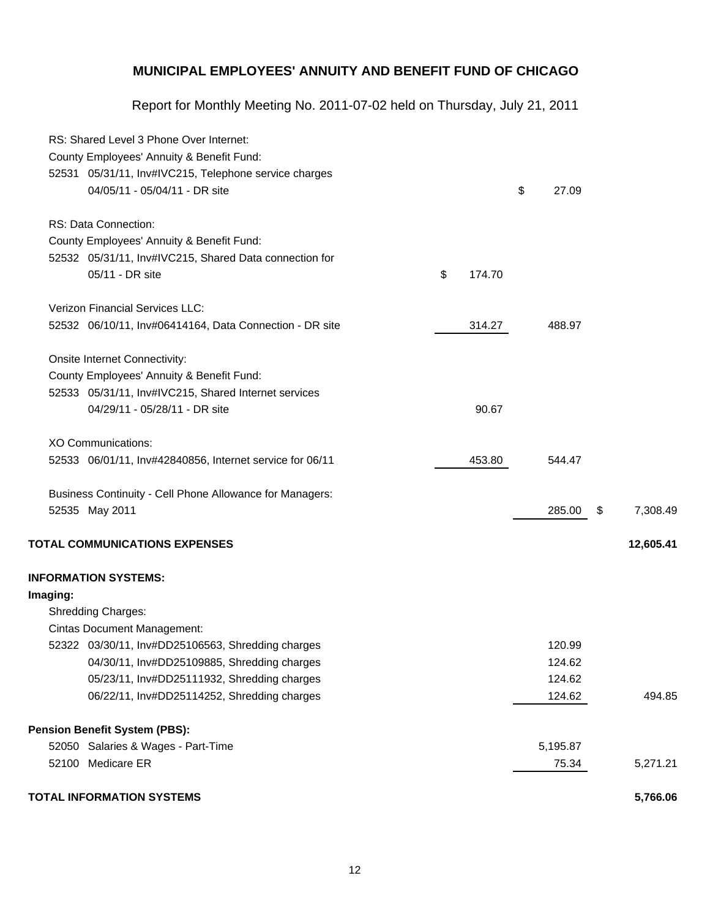# MUNICIPAL EMPLOYEES' ANNUITY AND BENEFIT FUND OF CHICAGO

Report for Monthly Meeting No. 2011-07-02 held on Thursday, July 21, 2011

| Description | | | |
|---|---|---|---|
| RS: Shared Level 3 Phone Over Internet: | | | |
| County Employees' Annuity & Benefit Fund: | | | |
| 52531 05/31/11, Inv#IVC215, Telephone service charges 04/05/11 - 05/04/11 - DR site | | $ 27.09 | |
| RS: Data Connection: | | | |
| County Employees' Annuity & Benefit Fund: | | | |
| 52532 05/31/11, Inv#IVC215, Shared Data connection for 05/11 - DR site | $ 174.70 | | |
| Verizon Financial Services LLC: | | | |
| 52532 06/10/11, Inv#06414164, Data Connection - DR site | 314.27 | 488.97 | |
| Onsite Internet Connectivity: | | | |
| County Employees' Annuity & Benefit Fund: | | | |
| 52533 05/31/11, Inv#IVC215, Shared Internet services 04/29/11 - 05/28/11 - DR site | 90.67 | | |
| XO Communications: | | | |
| 52533 06/01/11, Inv#42840856, Internet service for 06/11 | 453.80 | 544.47 | |
| Business Continuity - Cell Phone Allowance for Managers: | | | |
| 52535 May 2011 | | 285.00 | $ 7,308.49 |
| **TOTAL COMMUNICATIONS EXPENSES** | | | **12,605.41** |
| **INFORMATION SYSTEMS:** | | | |
| **Imaging:** | | | |
| Shredding Charges: | | | |
| Cintas Document Management: | | | |
| 52322 03/30/11, Inv#DD25106563, Shredding charges | | 120.99 | |
| 04/30/11, Inv#DD25109885, Shredding charges | | 124.62 | |
| 05/23/11, Inv#DD25111932, Shredding charges | | 124.62 | |
| 06/22/11, Inv#DD25114252, Shredding charges | | 124.62 | 494.85 |
| **Pension Benefit System (PBS):** | | | |
| 52050 Salaries & Wages - Part-Time | | 5,195.87 | |
| 52100 Medicare ER | | 75.34 | 5,271.21 |
| **TOTAL INFORMATION SYSTEMS** | | | **5,766.06** |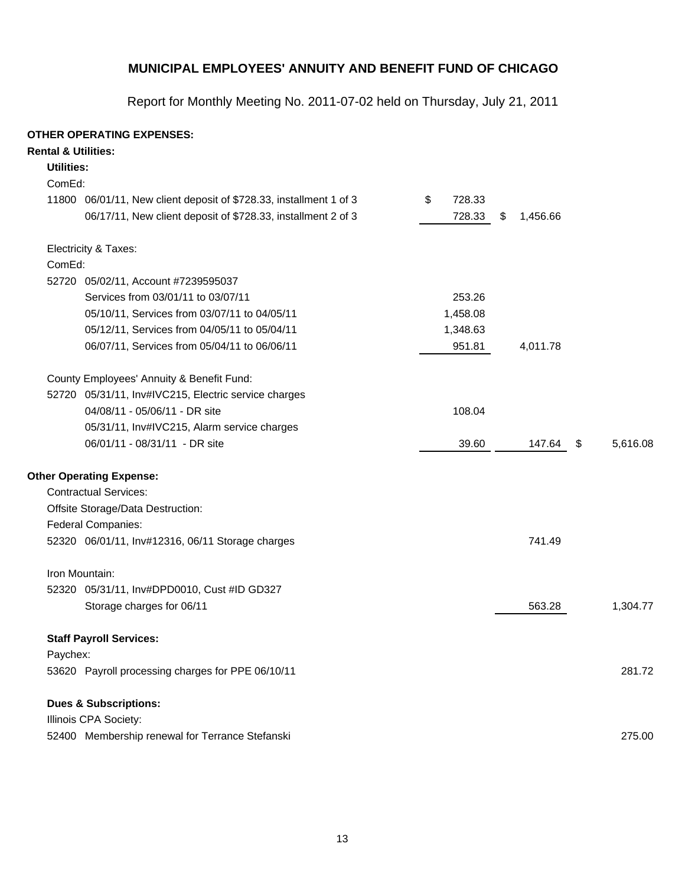## MUNICIPAL EMPLOYEES' ANNUITY AND BENEFIT FUND OF CHICAGO

Report for Monthly Meeting No. 2011-07-02 held on Thursday, July 21, 2011

**OTHER OPERATING EXPENSES:**

**Rental & Utilities:**

| | | | | |
|---|---|---|---|---|
| **Utilities:** | | | | |
| ComEd: | | | | |
| 11800 | 06/01/11, New client deposit of $728.33, installment 1 of 3 | $ 728.33 | | |
| | 06/17/11, New client deposit of $728.33, installment 2 of 3 | 728.33 | $ 1,456.66 | |
| Electricity & Taxes: | | | | |
| ComEd: | | | | |
| 52720 | 05/02/11, Account #7239595037 | | | |
| | Services from 03/01/11 to 03/07/11 | 253.26 | | |
| | 05/10/11, Services from 03/07/11 to 04/05/11 | 1,458.08 | | |
| | 05/12/11, Services from 04/05/11 to 05/04/11 | 1,348.63 | | |
| | 06/07/11, Services from 05/04/11 to 06/06/11 | 951.81 | 4,011.78 | |
| County Employees' Annuity & Benefit Fund: | | | | |
| 52720 | 05/31/11, Inv#IVC215, Electric service charges | | | |
| | 04/08/11 - 05/06/11 - DR site | 108.04 | | |
| | 05/31/11, Inv#IVC215, Alarm service charges | | | |
| | 06/01/11 - 08/31/11 - DR site | 39.60 | 147.64 | $ 5,616.08 |

**Other Operating Expense:**

| | | | | |
|---|---|---|---|---|
| Contractual Services: | | | | |
| Offsite Storage/Data Destruction: | | | | |
| Federal Companies: | | | | |
| 52320 | 06/01/11, Inv#12316, 06/11 Storage charges | | 741.49 | |
| Iron Mountain: | | | | |
| 52320 | 05/31/11, Inv#DPD0010, Cust #ID GD327 | | | |
| | Storage charges for 06/11 | | 563.28 | 1,304.77 |
| **Staff Payroll Services:** | | | | |
| Paychex: | | | | |
| 53620 | Payroll processing charges for PPE 06/10/11 | | | 281.72 |
| **Dues & Subscriptions:** | | | | |
| Illinois CPA Society: | | | | |
| 52400 | Membership renewal for Terrance Stefanski | | | 275.00 |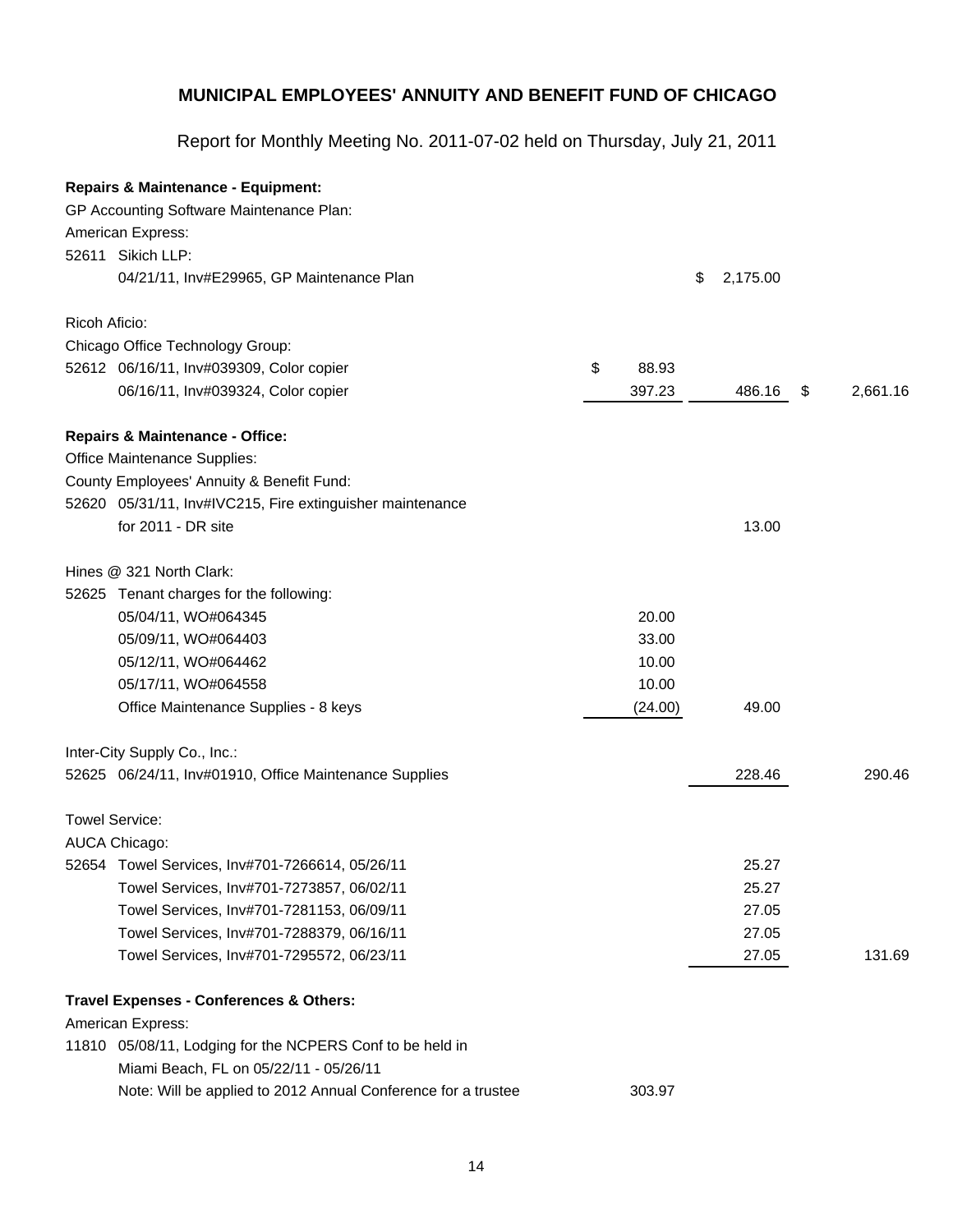## MUNICIPAL EMPLOYEES' ANNUITY AND BENEFIT FUND OF CHICAGO

Report for Monthly Meeting No. 2011-07-02 held on Thursday, July 21, 2011

| Description | | | |
|---|---|---|---|
| **Repairs & Maintenance - Equipment:** | | | |
| GP Accounting Software Maintenance Plan: | | | |
| American Express: | | | |
| 52611 Sikich LLP: | | | |
| 04/21/11, Inv#E29965, GP Maintenance Plan | | $ 2,175.00 | |
| | | | |
| Ricoh Aficio: | | | |
| Chicago Office Technology Group: | | | |
| 52612 06/16/11, Inv#039309, Color copier | $ 88.93 | | |
| 06/16/11, Inv#039324, Color copier | 397.23 | 486.16 | $ 2,661.16 |
| | | | |
| **Repairs & Maintenance - Office:** | | | |
| Office Maintenance Supplies: | | | |
| County Employees' Annuity & Benefit Fund: | | | |
| 52620 05/31/11, Inv#IVC215, Fire extinguisher maintenance for 2011 - DR site | | 13.00 | |
| | | | |
| Hines @ 321 North Clark: | | | |
| 52625 Tenant charges for the following: | | | |
| 05/04/11, WO#064345 | 20.00 | | |
| 05/09/11, WO#064403 | 33.00 | | |
| 05/12/11, WO#064462 | 10.00 | | |
| 05/17/11, WO#064558 | 10.00 | | |
| Office Maintenance Supplies - 8 keys | (24.00) | 49.00 | |
| | | | |
| Inter-City Supply Co., Inc.: | | | |
| 52625 06/24/11, Inv#01910, Office Maintenance Supplies | | 228.46 | 290.46 |
| | | | |
| Towel Service: | | | |
| AUCA Chicago: | | | |
| 52654 Towel Services, Inv#701-7266614, 05/26/11 | | 25.27 | |
| Towel Services, Inv#701-7273857, 06/02/11 | | 25.27 | |
| Towel Services, Inv#701-7281153, 06/09/11 | | 27.05 | |
| Towel Services, Inv#701-7288379, 06/16/11 | | 27.05 | |
| Towel Services, Inv#701-7295572, 06/23/11 | | 27.05 | 131.69 |
| | | | |
| **Travel Expenses - Conferences & Others:** | | | |
| American Express: | | | |
| 11810 05/08/11, Lodging for the NCPERS Conf to be held in Miami Beach, FL on 05/22/11 - 05/26/11 | | | |
| Note: Will be applied to 2012 Annual Conference for a trustee | 303.97 | | |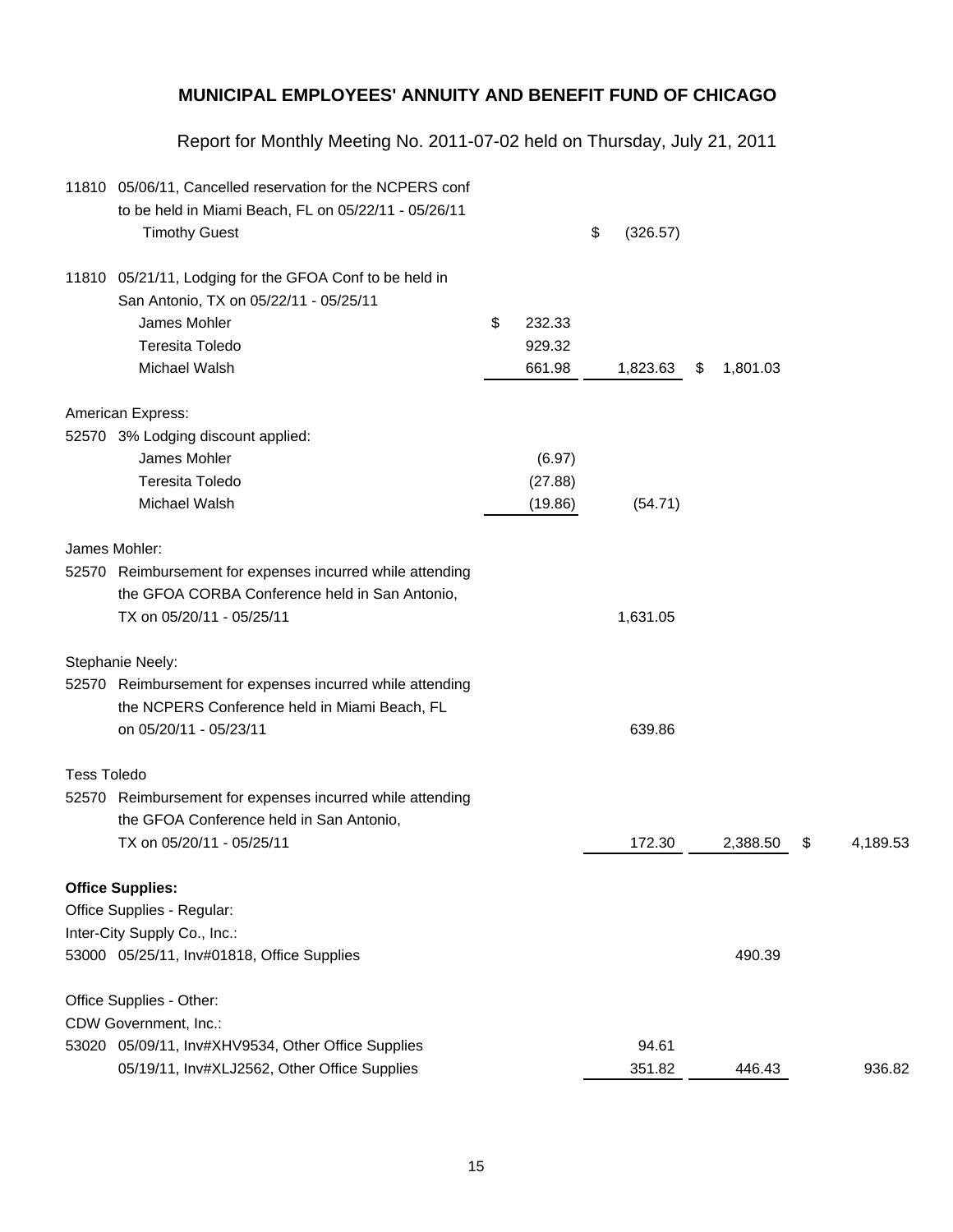## MUNICIPAL EMPLOYEES' ANNUITY AND BENEFIT FUND OF CHICAGO

Report for Monthly Meeting No. 2011-07-02 held on Thursday, July 21, 2011

| Account | Description | | | | |
|---|---|---|---|---|---|
| 11810 | 05/06/11, Cancelled reservation for the NCPERS conf to be held in Miami Beach, FL on 05/22/11 - 05/26/11 | | | | |
| | Timothy Guest | | $ (326.57) | | |
| 11810 | 05/21/11, Lodging for the GFOA Conf to be held in San Antonio, TX on 05/22/11 - 05/25/11 | | | | |
| | James Mohler | $ 232.33 | | | |
| | Teresita Toledo | 929.32 | | | |
| | Michael Walsh | 661.98 | 1,823.63 | $ 1,801.03 | |
| | American Express: | | | | |
| 52570 | 3% Lodging discount applied: | | | | |
| | James Mohler | (6.97) | | | |
| | Teresita Toledo | (27.88) | | | |
| | Michael Walsh | (19.86) | (54.71) | | |
| | James Mohler: | | | | |
| 52570 | Reimbursement for expenses incurred while attending the GFOA CORBA Conference held in San Antonio, TX on 05/20/11 - 05/25/11 | | 1,631.05 | | |
| | Stephanie Neely: | | | | |
| 52570 | Reimbursement for expenses incurred while attending the NCPERS Conference held in Miami Beach, FL on 05/20/11 - 05/23/11 | | 639.86 | | |
| | Tess Toledo | | | | |
| 52570 | Reimbursement for expenses incurred while attending the GFOA Conference held in San Antonio, TX on 05/20/11 - 05/25/11 | | 172.30 | 2,388.50 | $ 4,189.53 |
| | **Office Supplies:** | | | | |
| | Office Supplies - Regular: | | | | |
| | Inter-City Supply Co., Inc.: | | | | |
| 53000 | 05/25/11, Inv#01818, Office Supplies | | | 490.39 | |
| | Office Supplies - Other: | | | | |
| | CDW Government, Inc.: | | | | |
| 53020 | 05/09/11, Inv#XHV9534, Other Office Supplies | | 94.61 | | |
| | 05/19/11, Inv#XLJ2562, Other Office Supplies | | 351.82 | 446.43 | 936.82 |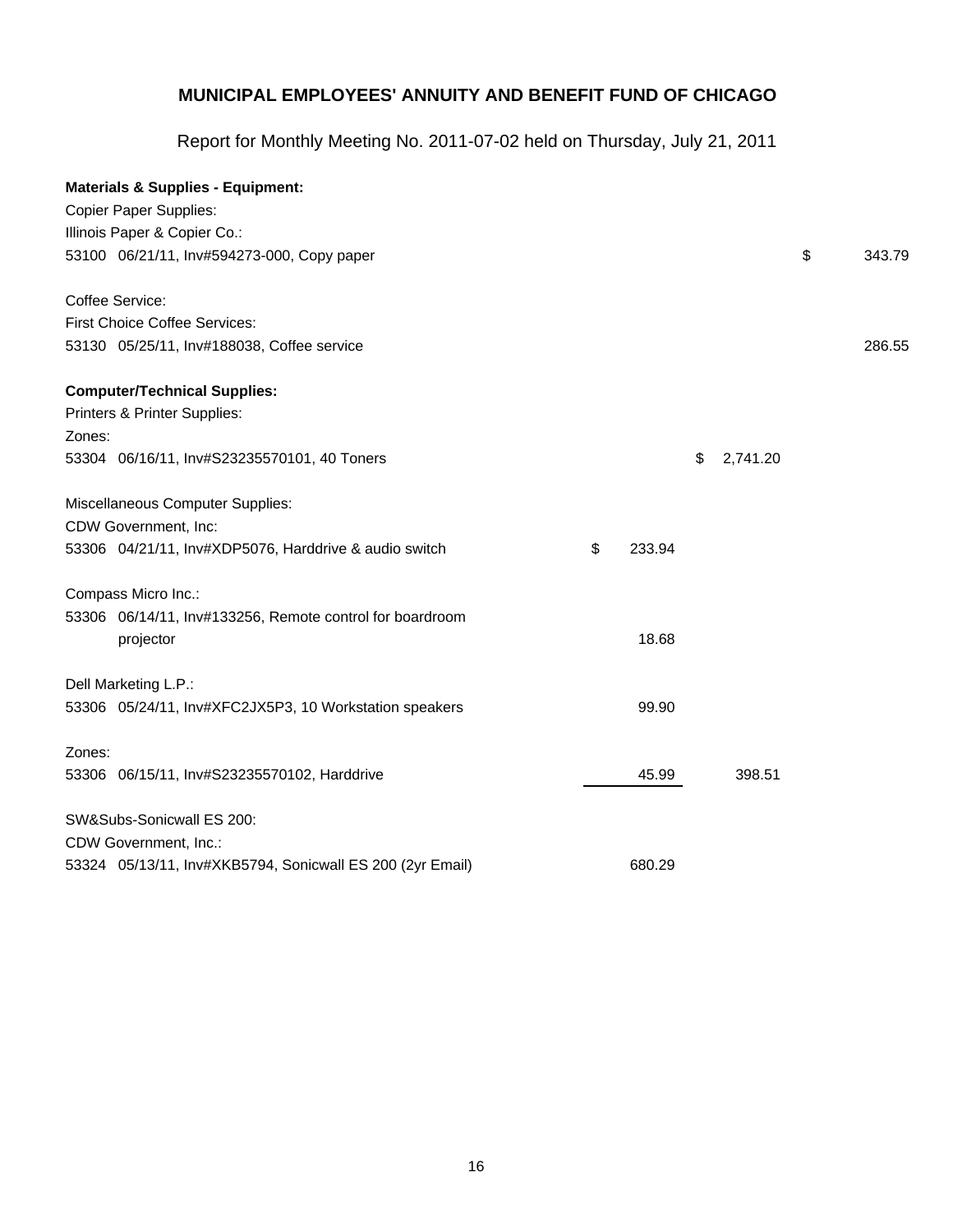# MUNICIPAL EMPLOYEES' ANNUITY AND BENEFIT FUND OF CHICAGO

Report for Monthly Meeting No. 2011-07-02 held on Thursday, July 21, 2011

| | | | |
|---|---|---|---|
| **Materials & Supplies - Equipment:** | | | |
| Copier Paper Supplies: | | | |
| Illinois Paper & Copier Co.: | | | |
| 53100 06/21/11, Inv#594273-000, Copy paper | | | $ 343.79 |
| | | | |
| Coffee Service: | | | |
| First Choice Coffee Services: | | | |
| 53130 05/25/11, Inv#188038, Coffee service | | | 286.55 |
| | | | |
| **Computer/Technical Supplies:** | | | |
| Printers & Printer Supplies: | | | |
| Zones: | | | |
| 53304 06/16/11, Inv#S23235570101, 40 Toners | | $ 2,741.20 | |
| | | | |
| Miscellaneous Computer Supplies: | | | |
| CDW Government, Inc: | | | |
| 53306 04/21/11, Inv#XDP5076, Harddrive & audio switch | $ 233.94 | | |
| | | | |
| Compass Micro Inc.: | | | |
| 53306 06/14/11, Inv#133256, Remote control for boardroom projector | 18.68 | | |
| | | | |
| Dell Marketing L.P.: | | | |
| 53306 05/24/11, Inv#XFC2JX5P3, 10 Workstation speakers | 99.90 | | |
| | | | |
| Zones: | | | |
| 53306 06/15/11, Inv#S23235570102, Harddrive | 45.99 | 398.51 | |
| | | | |
| SW&Subs-Sonicwall ES 200: | | | |
| CDW Government, Inc.: | | | |
| 53324 05/13/11, Inv#XKB5794, Sonicwall ES 200 (2yr Email) | 680.29 | | |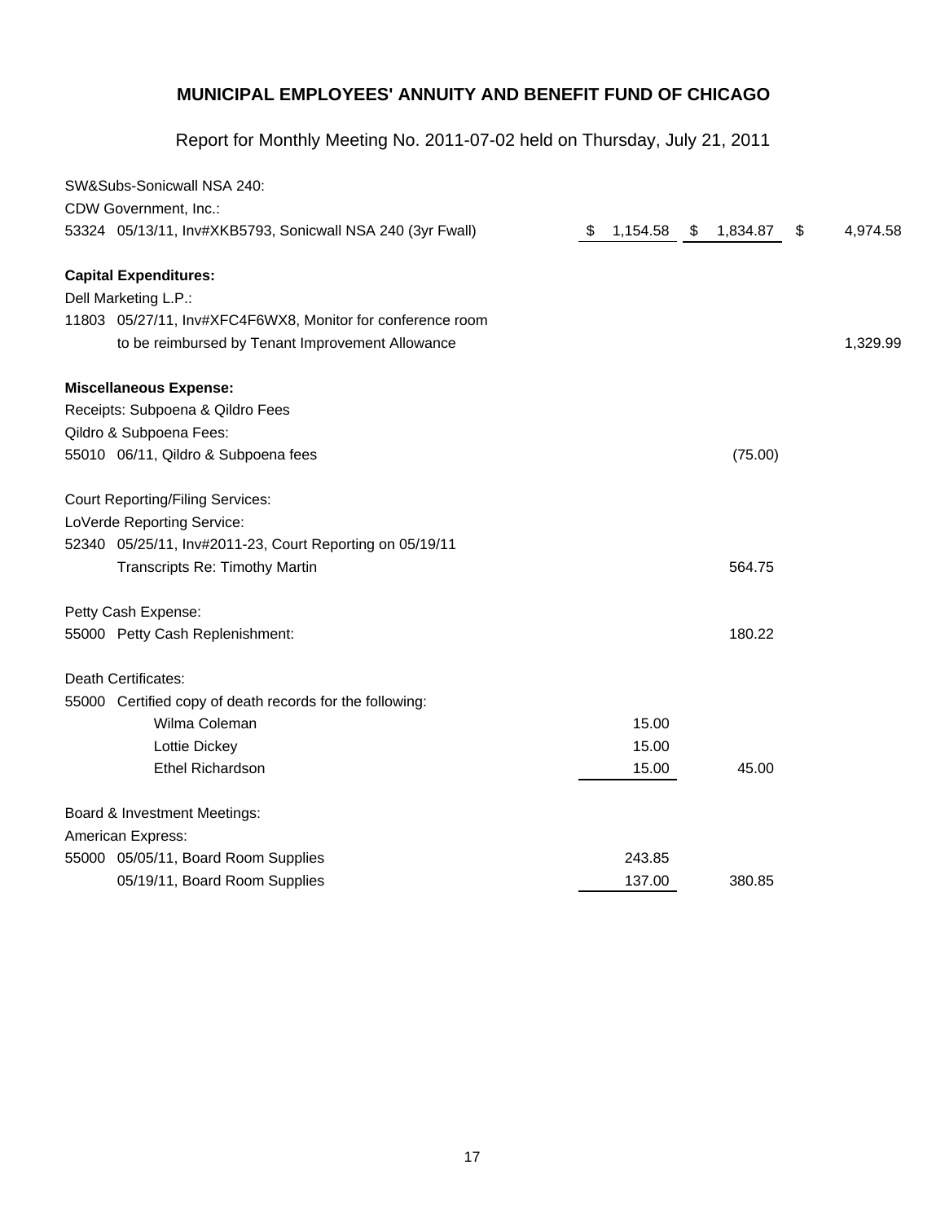# MUNICIPAL EMPLOYEES' ANNUITY AND BENEFIT FUND OF CHICAGO

Report for Monthly Meeting No. 2011-07-02 held on Thursday, July 21, 2011

| Description | | | |
|---|---|---|---|
| SW&Subs-Sonicwall NSA 240: | | | |
| CDW Government, Inc.: | | | |
| 53324 05/13/11, Inv#XKB5793, Sonicwall NSA 240 (3yr Fwall) | $ 1,154.58 | $ 1,834.87 | $ 4,974.58 |
| **Capital Expenditures:** | | | |
| Dell Marketing L.P.: | | | |
| 11803 05/27/11, Inv#XFC4F6WX8, Monitor for conference room to be reimbursed by Tenant Improvement Allowance | | | 1,329.99 |
| **Miscellaneous Expense:** | | | |
| Receipts: Subpoena & Qildro Fees | | | |
| Qildro & Subpoena Fees: | | | |
| 55010 06/11, Qildro & Subpoena fees | | (75.00) | |
| Court Reporting/Filing Services: | | | |
| LoVerde Reporting Service: | | | |
| 52340 05/25/11, Inv#2011-23, Court Reporting on 05/19/11 Transcripts Re: Timothy Martin | | 564.75 | |
| Petty Cash Expense: | | | |
| 55000 Petty Cash Replenishment: | | 180.22 | |
| Death Certificates: | | | |
| 55000 Certified copy of death records for the following: | | | |
| Wilma Coleman | 15.00 | | |
| Lottie Dickey | 15.00 | | |
| Ethel Richardson | 15.00 | 45.00 | |
| Board & Investment Meetings: | | | |
| American Express: | | | |
| 55000 05/05/11, Board Room Supplies | 243.85 | | |
| 05/19/11, Board Room Supplies | 137.00 | 380.85 | |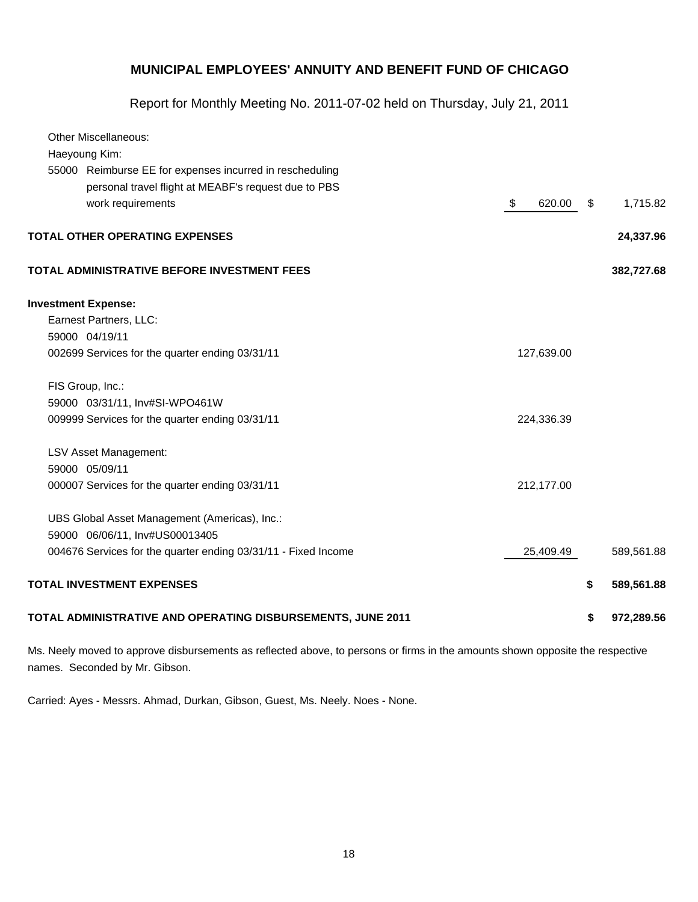# MUNICIPAL EMPLOYEES' ANNUITY AND BENEFIT FUND OF CHICAGO

Report for Monthly Meeting No. 2011-07-02 held on Thursday, July 21, 2011

| | | |
|---|---|---|
| Other Miscellaneous: | | |
| Haeyoung Kim: | | |
| 55000 Reimburse EE for expenses incurred in rescheduling personal travel flight at MEABF's request due to PBS work requirements | $ 620.00 | $ 1,715.82 |
| **TOTAL OTHER OPERATING EXPENSES** | | **24,337.96** |
| **TOTAL ADMINISTRATIVE BEFORE INVESTMENT FEES** | | **382,727.68** |
| **Investment Expense:** | | |
| Earnest Partners, LLC: | | |
| 59000 04/19/11 | | |
| 002699 Services for the quarter ending 03/31/11 | 127,639.00 | |
| FIS Group, Inc.: | | |
| 59000 03/31/11, Inv#SI-WPO461W | | |
| 009999 Services for the quarter ending 03/31/11 | 224,336.39 | |
| LSV Asset Management: | | |
| 59000 05/09/11 | | |
| 000007 Services for the quarter ending 03/31/11 | 212,177.00 | |
| UBS Global Asset Management (Americas), Inc.: | | |
| 59000 06/06/11, Inv#US00013405 | | |
| 004676 Services for the quarter ending 03/31/11 - Fixed Income | 25,409.49 | 589,561.88 |
| **TOTAL INVESTMENT EXPENSES** | | **$ 589,561.88** |
| **TOTAL ADMINISTRATIVE AND OPERATING DISBURSEMENTS, JUNE 2011** | | **$ 972,289.56** |

Ms. Neely moved to approve disbursements as reflected above, to persons or firms in the amounts shown opposite the respective names. Seconded by Mr. Gibson.

Carried: Ayes - Messrs. Ahmad, Durkan, Gibson, Guest, Ms. Neely. Noes - None.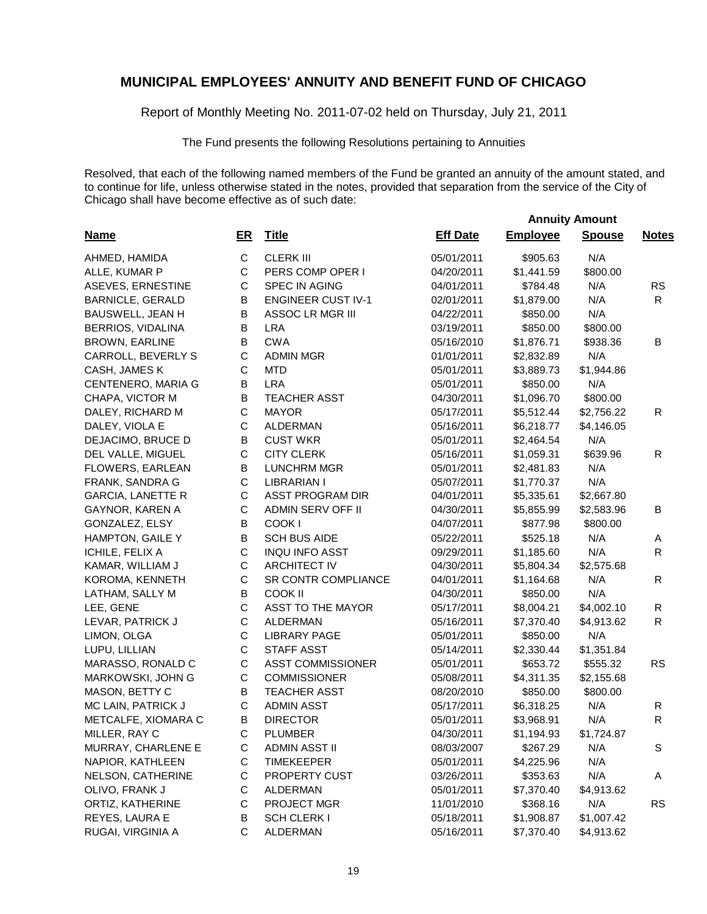## MUNICIPAL EMPLOYEES' ANNUITY AND BENEFIT FUND OF CHICAGO

Report of Monthly Meeting No. 2011-07-02 held on Thursday, July 21, 2011

The Fund presents the following Resolutions pertaining to Annuities

Resolved, that each of the following named members of the Fund be granted an annuity of the amount stated, and to continue for life, unless otherwise stated in the notes, provided that separation from the service of the City of Chicago shall have become effective as of such date:

| | | | | Annuity Amount | | |
|---|---|---|---|---|---|---|
| **Name** | **ER** | **Title** | **Eff Date** | **Employee** | **Spouse** | **Notes** |
| AHMED, HAMIDA | C | CLERK III | 05/01/2011 | $905.63 | N/A | |
| ALLE, KUMAR P | C | PERS COMP OPER I | 04/20/2011 | $1,441.59 | $800.00 | |
| ASEVES, ERNESTINE | C | SPEC IN AGING | 04/01/2011 | $784.48 | N/A | RS |
| BARNICLE, GERALD | B | ENGINEER CUST IV-1 | 02/01/2011 | $1,879.00 | N/A | R |
| BAUSWELL, JEAN H | B | ASSOC LR MGR III | 04/22/2011 | $850.00 | N/A | |
| BERRIOS, VIDALINA | B | LRA | 03/19/2011 | $850.00 | $800.00 | |
| BROWN, EARLINE | B | CWA | 05/16/2010 | $1,876.71 | $938.36 | B |
| CARROLL, BEVERLY S | C | ADMIN MGR | 01/01/2011 | $2,832.89 | N/A | |
| CASH, JAMES K | C | MTD | 05/01/2011 | $3,889.73 | $1,944.86 | |
| CENTENERO, MARIA G | B | LRA | 05/01/2011 | $850.00 | N/A | |
| CHAPA, VICTOR M | B | TEACHER ASST | 04/30/2011 | $1,096.70 | $800.00 | |
| DALEY, RICHARD M | C | MAYOR | 05/17/2011 | $5,512.44 | $2,756.22 | R |
| DALEY, VIOLA E | C | ALDERMAN | 05/16/2011 | $6,218.77 | $4,146.05 | |
| DEJACIMO, BRUCE D | B | CUST WKR | 05/01/2011 | $2,464.54 | N/A | |
| DEL VALLE, MIGUEL | C | CITY CLERK | 05/16/2011 | $1,059.31 | $639.96 | R |
| FLOWERS, EARLEAN | B | LUNCHRM MGR | 05/01/2011 | $2,481.83 | N/A | |
| FRANK, SANDRA G | C | LIBRARIAN I | 05/07/2011 | $1,770.37 | N/A | |
| GARCIA, LANETTE R | C | ASST PROGRAM DIR | 04/01/2011 | $5,335.61 | $2,667.80 | |
| GAYNOR, KAREN A | C | ADMIN SERV OFF II | 04/30/2011 | $5,855.99 | $2,583.96 | B |
| GONZALEZ, ELSY | B | COOK I | 04/07/2011 | $877.98 | $800.00 | |
| HAMPTON, GAILE Y | B | SCH BUS AIDE | 05/22/2011 | $525.18 | N/A | A |
| ICHILE, FELIX A | C | INQU INFO ASST | 09/29/2011 | $1,185.60 | N/A | R |
| KAMAR, WILLIAM J | C | ARCHITECT IV | 04/30/2011 | $5,804.34 | $2,575.68 | |
| KOROMA, KENNETH | C | SR CONTR COMPLIANCE | 04/01/2011 | $1,164.68 | N/A | R |
| LATHAM, SALLY M | B | COOK II | 04/30/2011 | $850.00 | N/A | |
| LEE, GENE | C | ASST TO THE MAYOR | 05/17/2011 | $8,004.21 | $4,002.10 | R |
| LEVAR, PATRICK J | C | ALDERMAN | 05/16/2011 | $7,370.40 | $4,913.62 | R |
| LIMON, OLGA | C | LIBRARY PAGE | 05/01/2011 | $850.00 | N/A | |
| LUPU, LILLIAN | C | STAFF ASST | 05/14/2011 | $2,330.44 | $1,351.84 | |
| MARASSO, RONALD C | C | ASST COMMISSIONER | 05/01/2011 | $653.72 | $555.32 | RS |
| MARKOWSKI, JOHN G | C | COMMISSIONER | 05/08/2011 | $4,311.35 | $2,155.68 | |
| MASON, BETTY C | B | TEACHER ASST | 08/20/2010 | $850.00 | $800.00 | |
| MC LAIN, PATRICK J | C | ADMIN ASST | 05/17/2011 | $6,318.25 | N/A | R |
| METCALFE, XIOMARA C | B | DIRECTOR | 05/01/2011 | $3,968.91 | N/A | R |
| MILLER, RAY C | C | PLUMBER | 04/30/2011 | $1,194.93 | $1,724.87 | |
| MURRAY, CHARLENE E | C | ADMIN ASST II | 08/03/2007 | $267.29 | N/A | S |
| NAPIOR, KATHLEEN | C | TIMEKEEPER | 05/01/2011 | $4,225.96 | N/A | |
| NELSON, CATHERINE | C | PROPERTY CUST | 03/26/2011 | $353.63 | N/A | A |
| OLIVO, FRANK J | C | ALDERMAN | 05/01/2011 | $7,370.40 | $4,913.62 | |
| ORTIZ, KATHERINE | C | PROJECT MGR | 11/01/2010 | $368.16 | N/A | RS |
| REYES, LAURA E | B | SCH CLERK I | 05/18/2011 | $1,908.87 | $1,007.42 | |
| RUGAI, VIRGINIA A | C | ALDERMAN | 05/16/2011 | $7,370.40 | $4,913.62 | |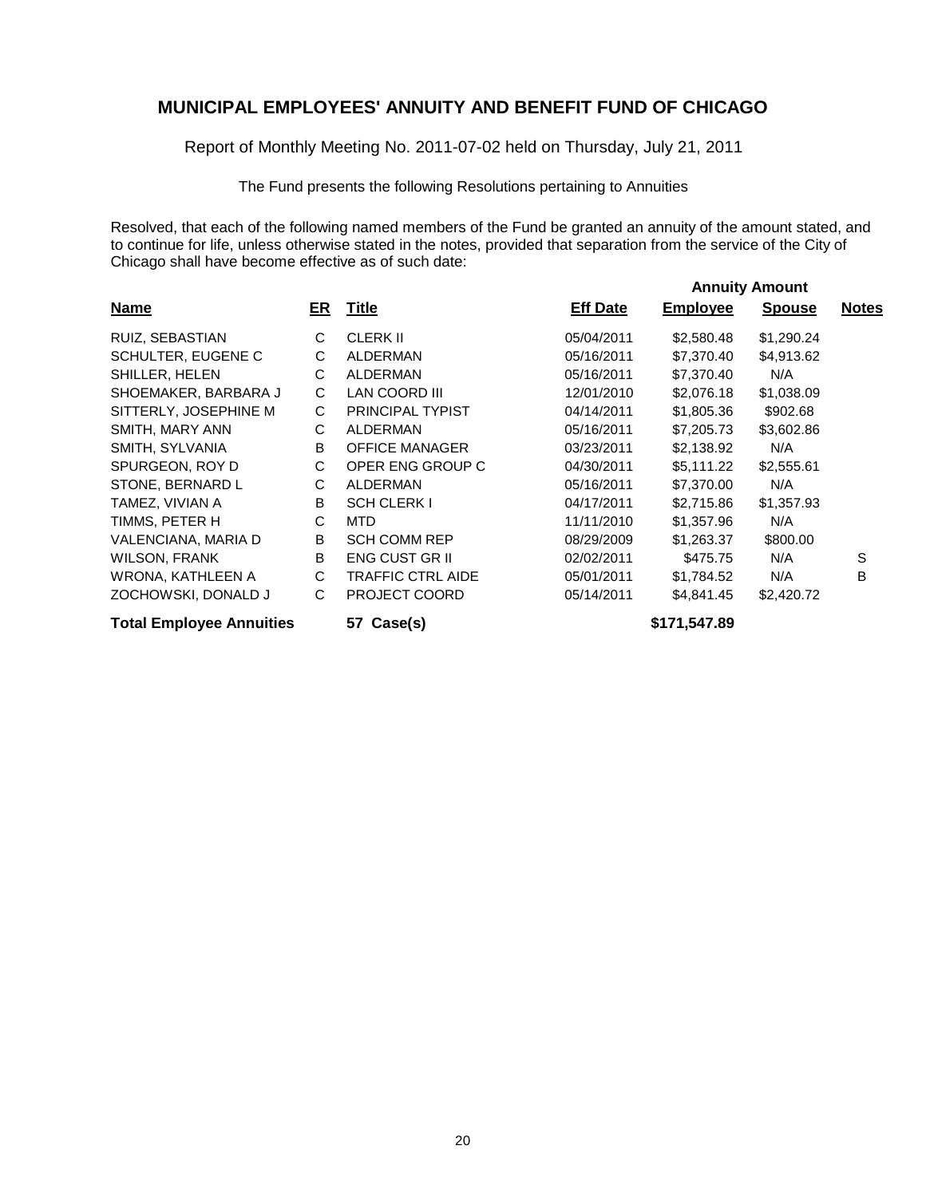## MUNICIPAL EMPLOYEES' ANNUITY AND BENEFIT FUND OF CHICAGO

Report of Monthly Meeting No. 2011-07-02 held on Thursday, July 21, 2011

The Fund presents the following Resolutions pertaining to Annuities

Resolved, that each of the following named members of the Fund be granted an annuity of the amount stated, and to continue for life, unless otherwise stated in the notes, provided that separation from the service of the City of Chicago shall have become effective as of such date:

| Name | ER | Title | Eff Date | Annuity Amount Employee | Annuity Amount Spouse | Notes |
|---|---|---|---|---|---|---|
| RUIZ, SEBASTIAN | C | CLERK II | 05/04/2011 | $2,580.48 | $1,290.24 | |
| SCHULTER, EUGENE C | C | ALDERMAN | 05/16/2011 | $7,370.40 | $4,913.62 | |
| SHILLER, HELEN | C | ALDERMAN | 05/16/2011 | $7,370.40 | N/A | |
| SHOEMAKER, BARBARA J | C | LAN COORD III | 12/01/2010 | $2,076.18 | $1,038.09 | |
| SITTERLY, JOSEPHINE M | C | PRINCIPAL TYPIST | 04/14/2011 | $1,805.36 | $902.68 | |
| SMITH, MARY ANN | C | ALDERMAN | 05/16/2011 | $7,205.73 | $3,602.86 | |
| SMITH, SYLVANIA | B | OFFICE MANAGER | 03/23/2011 | $2,138.92 | N/A | |
| SPURGEON, ROY D | C | OPER ENG GROUP C | 04/30/2011 | $5,111.22 | $2,555.61 | |
| STONE, BERNARD L | C | ALDERMAN | 05/16/2011 | $7,370.00 | N/A | |
| TAMEZ, VIVIAN A | B | SCH CLERK I | 04/17/2011 | $2,715.86 | $1,357.93 | |
| TIMMS, PETER H | C | MTD | 11/11/2010 | $1,357.96 | N/A | |
| VALENCIANA, MARIA D | B | SCH COMM REP | 08/29/2009 | $1,263.37 | $800.00 | |
| WILSON, FRANK | B | ENG CUST GR II | 02/02/2011 | $475.75 | N/A | S |
| WRONA, KATHLEEN A | C | TRAFFIC CTRL AIDE | 05/01/2011 | $1,784.52 | N/A | B |
| ZOCHOWSKI, DONALD J | C | PROJECT COORD | 05/14/2011 | $4,841.45 | $2,420.72 | |
| **Total Employee Annuities** | | **57 Case(s)** | | **$171,547.89** | | |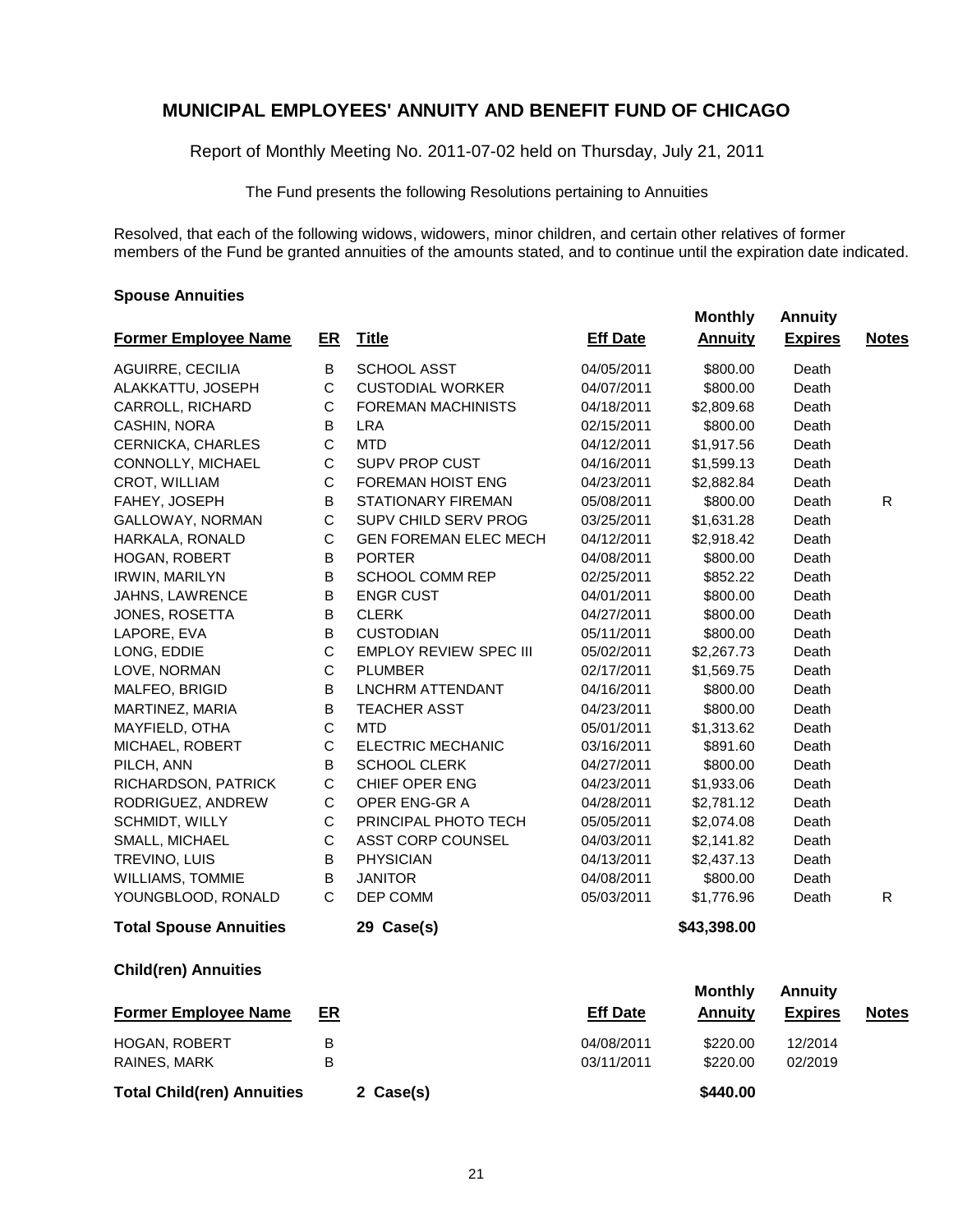# MUNICIPAL EMPLOYEES' ANNUITY AND BENEFIT FUND OF CHICAGO

Report of Monthly Meeting No. 2011-07-02 held on Thursday, July 21, 2011

The Fund presents the following Resolutions pertaining to Annuities

Resolved, that each of the following widows, widowers, minor children, and certain other relatives of former members of the Fund be granted annuities of the amounts stated, and to continue until the expiration date indicated.

### Spouse Annuities

| Former Employee Name | ER | Title | Eff Date | Monthly Annuity | Annuity Expires | Notes |
|---|---|---|---|---|---|---|
| AGUIRRE, CECILIA | B | SCHOOL ASST | 04/05/2011 | $800.00 | Death | |
| ALAKKATTU, JOSEPH | C | CUSTODIAL WORKER | 04/07/2011 | $800.00 | Death | |
| CARROLL, RICHARD | C | FOREMAN MACHINISTS | 04/18/2011 | $2,809.68 | Death | |
| CASHIN, NORA | B | LRA | 02/15/2011 | $800.00 | Death | |
| CERNICKA, CHARLES | C | MTD | 04/12/2011 | $1,917.56 | Death | |
| CONNOLLY, MICHAEL | C | SUPV PROP CUST | 04/16/2011 | $1,599.13 | Death | |
| CROT, WILLIAM | C | FOREMAN HOIST ENG | 04/23/2011 | $2,882.84 | Death | |
| FAHEY, JOSEPH | B | STATIONARY FIREMAN | 05/08/2011 | $800.00 | Death | R |
| GALLOWAY, NORMAN | C | SUPV CHILD SERV PROG | 03/25/2011 | $1,631.28 | Death | |
| HARKALA, RONALD | C | GEN FOREMAN ELEC MECH | 04/12/2011 | $2,918.42 | Death | |
| HOGAN, ROBERT | B | PORTER | 04/08/2011 | $800.00 | Death | |
| IRWIN, MARILYN | B | SCHOOL COMM REP | 02/25/2011 | $852.22 | Death | |
| JAHNS, LAWRENCE | B | ENGR CUST | 04/01/2011 | $800.00 | Death | |
| JONES, ROSETTA | B | CLERK | 04/27/2011 | $800.00 | Death | |
| LAPORE, EVA | B | CUSTODIAN | 05/11/2011 | $800.00 | Death | |
| LONG, EDDIE | C | EMPLOY REVIEW SPEC III | 05/02/2011 | $2,267.73 | Death | |
| LOVE, NORMAN | C | PLUMBER | 02/17/2011 | $1,569.75 | Death | |
| MALFEO, BRIGID | B | LNCHRM ATTENDANT | 04/16/2011 | $800.00 | Death | |
| MARTINEZ, MARIA | B | TEACHER ASST | 04/23/2011 | $800.00 | Death | |
| MAYFIELD, OTHA | C | MTD | 05/01/2011 | $1,313.62 | Death | |
| MICHAEL, ROBERT | C | ELECTRIC MECHANIC | 03/16/2011 | $891.60 | Death | |
| PILCH, ANN | B | SCHOOL CLERK | 04/27/2011 | $800.00 | Death | |
| RICHARDSON, PATRICK | C | CHIEF OPER ENG | 04/23/2011 | $1,933.06 | Death | |
| RODRIGUEZ, ANDREW | C | OPER ENG-GR A | 04/28/2011 | $2,781.12 | Death | |
| SCHMIDT, WILLY | C | PRINCIPAL PHOTO TECH | 05/05/2011 | $2,074.08 | Death | |
| SMALL, MICHAEL | C | ASST CORP COUNSEL | 04/03/2011 | $2,141.82 | Death | |
| TREVINO, LUIS | B | PHYSICIAN | 04/13/2011 | $2,437.13 | Death | |
| WILLIAMS, TOMMIE | B | JANITOR | 04/08/2011 | $800.00 | Death | |
| YOUNGBLOOD, RONALD | C | DEP COMM | 05/03/2011 | $1,776.96 | Death | R |
| **Total Spouse Annuities** | | **29 Case(s)** | | **$43,398.00** | | |

### Child(ren) Annuities

| Former Employee Name | ER | Eff Date | Monthly Annuity | Annuity Expires | Notes |
|---|---|---|---|---|---|
| HOGAN, ROBERT | B | 04/08/2011 | $220.00 | 12/2014 | |
| RAINES, MARK | B | 03/11/2011 | $220.00 | 02/2019 | |
| **Total Child(ren) Annuities** | **2 Case(s)** | | **$440.00** | | |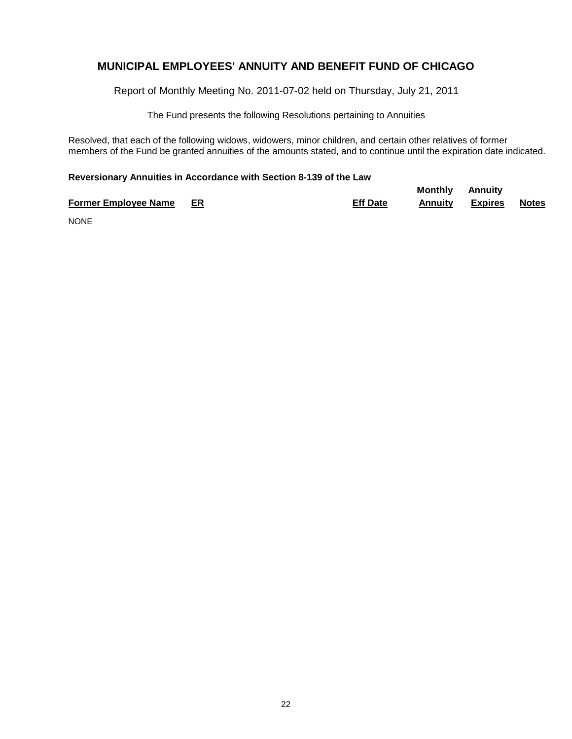# MUNICIPAL EMPLOYEES' ANNUITY AND BENEFIT FUND OF CHICAGO

Report of Monthly Meeting No. 2011-07-02 held on Thursday, July 21, 2011

The Fund presents the following Resolutions pertaining to Annuities

Resolved, that each of the following widows, widowers, minor children, and certain other relatives of former members of the Fund be granted annuities of the amounts stated, and to continue until the expiration date indicated.

**Reversionary Annuities in Accordance with Section 8-139 of the Law**

| Former Employee Name | ER | Eff Date | Monthly Annuity | Annuity Expires | Notes |
|---|---|---|---|---|---|
| NONE | | | | | |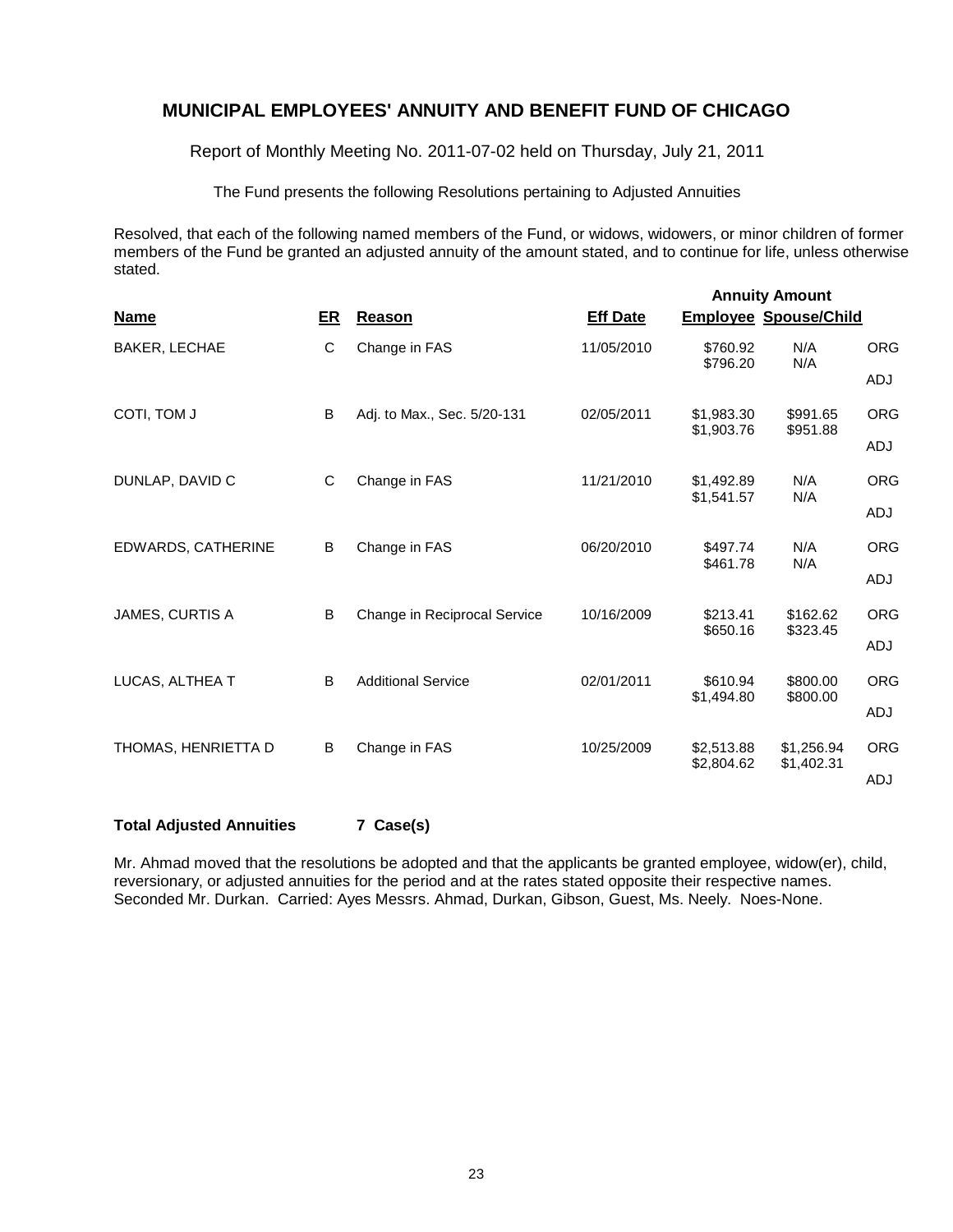## MUNICIPAL EMPLOYEES' ANNUITY AND BENEFIT FUND OF CHICAGO

Report of Monthly Meeting No. 2011-07-02 held on Thursday, July 21, 2011

The Fund presents the following Resolutions pertaining to Adjusted Annuities

Resolved, that each of the following named members of the Fund, or widows, widowers, or minor children of former members of the Fund be granted an adjusted annuity of the amount stated, and to continue for life, unless otherwise stated.

| Name | ER | Reason | Eff Date | Annuity Amount Employee | Spouse/Child | |
|---|---|---|---|---|---|---|
| BAKER, LECHAE | C | Change in FAS | 11/05/2010 | $760.92 | N/A | ORG |
| | | | | $796.20 | N/A | ADJ |
| COTI, TOM J | B | Adj. to Max., Sec. 5/20-131 | 02/05/2011 | $1,983.30 | $991.65 | ORG |
| | | | | $1,903.76 | $951.88 | ADJ |
| DUNLAP, DAVID C | C | Change in FAS | 11/21/2010 | $1,492.89 | N/A | ORG |
| | | | | $1,541.57 | N/A | ADJ |
| EDWARDS, CATHERINE | B | Change in FAS | 06/20/2010 | $497.74 | N/A | ORG |
| | | | | $461.78 | N/A | ADJ |
| JAMES, CURTIS A | B | Change in Reciprocal Service | 10/16/2009 | $213.41 | $162.62 | ORG |
| | | | | $650.16 | $323.45 | ADJ |
| LUCAS, ALTHEA T | B | Additional Service | 02/01/2011 | $610.94 | $800.00 | ORG |
| | | | | $1,494.80 | $800.00 | ADJ |
| THOMAS, HENRIETTA D | B | Change in FAS | 10/25/2009 | $2,513.88 | $1,256.94 | ORG |
| | | | | $2,804.62 | $1,402.31 | ADJ |

**Total Adjusted Annuities 7 Case(s)**

Mr. Ahmad moved that the resolutions be adopted and that the applicants be granted employee, widow(er), child, reversionary, or adjusted annuities for the period and at the rates stated opposite their respective names. Seconded Mr. Durkan. Carried: Ayes Messrs. Ahmad, Durkan, Gibson, Guest, Ms. Neely. Noes-None.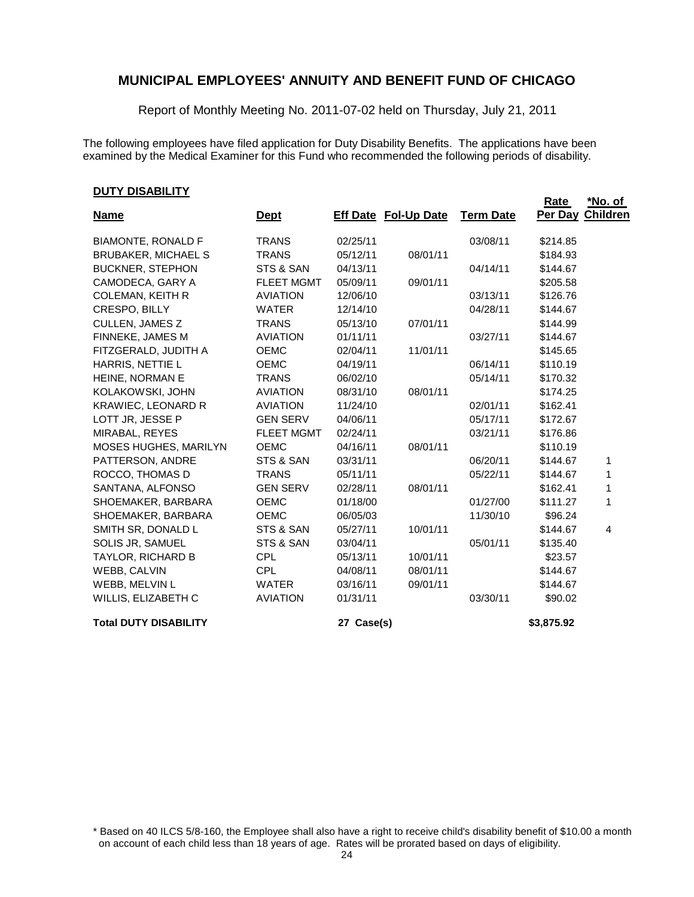# MUNICIPAL EMPLOYEES' ANNUITY AND BENEFIT FUND OF CHICAGO

Report of Monthly Meeting No. 2011-07-02 held on Thursday, July 21, 2011

The following employees have filed application for Duty Disability Benefits. The applications have been examined by the Medical Examiner for this Fund who recommended the following periods of disability.

**DUTY DISABILITY**

| Name | Dept | Eff Date | Fol-Up Date | Term Date | Rate Per Day | *No. of Children |
|---|---|---|---|---|---|---|
| BIAMONTE, RONALD F | TRANS | 02/25/11 | | 03/08/11 | $214.85 | |
| BRUBAKER, MICHAEL S | TRANS | 05/12/11 | 08/01/11 | | $184.93 | |
| BUCKNER, STEPHON | STS & SAN | 04/13/11 | | 04/14/11 | $144.67 | |
| CAMODECA, GARY A | FLEET MGMT | 05/09/11 | 09/01/11 | | $205.58 | |
| COLEMAN, KEITH R | AVIATION | 12/06/10 | | 03/13/11 | $126.76 | |
| CRESPO, BILLY | WATER | 12/14/10 | | 04/28/11 | $144.67 | |
| CULLEN, JAMES Z | TRANS | 05/13/10 | 07/01/11 | | $144.99 | |
| FINNEKE, JAMES M | AVIATION | 01/11/11 | | 03/27/11 | $144.67 | |
| FITZGERALD, JUDITH A | OEMC | 02/04/11 | 11/01/11 | | $145.65 | |
| HARRIS, NETTIE L | OEMC | 04/19/11 | | 06/14/11 | $110.19 | |
| HEINE, NORMAN E | TRANS | 06/02/10 | | 05/14/11 | $170.32 | |
| KOLAKOWSKI, JOHN | AVIATION | 08/31/10 | 08/01/11 | | $174.25 | |
| KRAWIEC, LEONARD R | AVIATION | 11/24/10 | | 02/01/11 | $162.41 | |
| LOTT JR, JESSE P | GEN SERV | 04/06/11 | | 05/17/11 | $172.67 | |
| MIRABAL, REYES | FLEET MGMT | 02/24/11 | | 03/21/11 | $176.86 | |
| MOSES HUGHES, MARILYN | OEMC | 04/16/11 | 08/01/11 | | $110.19 | |
| PATTERSON, ANDRE | STS & SAN | 03/31/11 | | 06/20/11 | $144.67 | 1 |
| ROCCO, THOMAS D | TRANS | 05/11/11 | | 05/22/11 | $144.67 | 1 |
| SANTANA, ALFONSO | GEN SERV | 02/28/11 | 08/01/11 | | $162.41 | 1 |
| SHOEMAKER, BARBARA | OEMC | 01/18/00 | | 01/27/00 | $111.27 | 1 |
| SHOEMAKER, BARBARA | OEMC | 06/05/03 | | 11/30/10 | $96.24 | |
| SMITH SR, DONALD L | STS & SAN | 05/27/11 | 10/01/11 | | $144.67 | 4 |
| SOLIS JR, SAMUEL | STS & SAN | 03/04/11 | | 05/01/11 | $135.40 | |
| TAYLOR, RICHARD B | CPL | 05/13/11 | 10/01/11 | | $23.57 | |
| WEBB, CALVIN | CPL | 04/08/11 | 08/01/11 | | $144.67 | |
| WEBB, MELVIN L | WATER | 03/16/11 | 09/01/11 | | $144.67 | |
| WILLIS, ELIZABETH C | AVIATION | 01/31/11 | | 03/30/11 | $90.02 | |
| **Total DUTY DISABILITY** | | **27 Case(s)** | | | **$3,875.92** | |

\* Based on 40 ILCS 5/8-160, the Employee shall also have a right to receive child's disability benefit of $10.00 a month on account of each child less than 18 years of age. Rates will be prorated based on days of eligibility.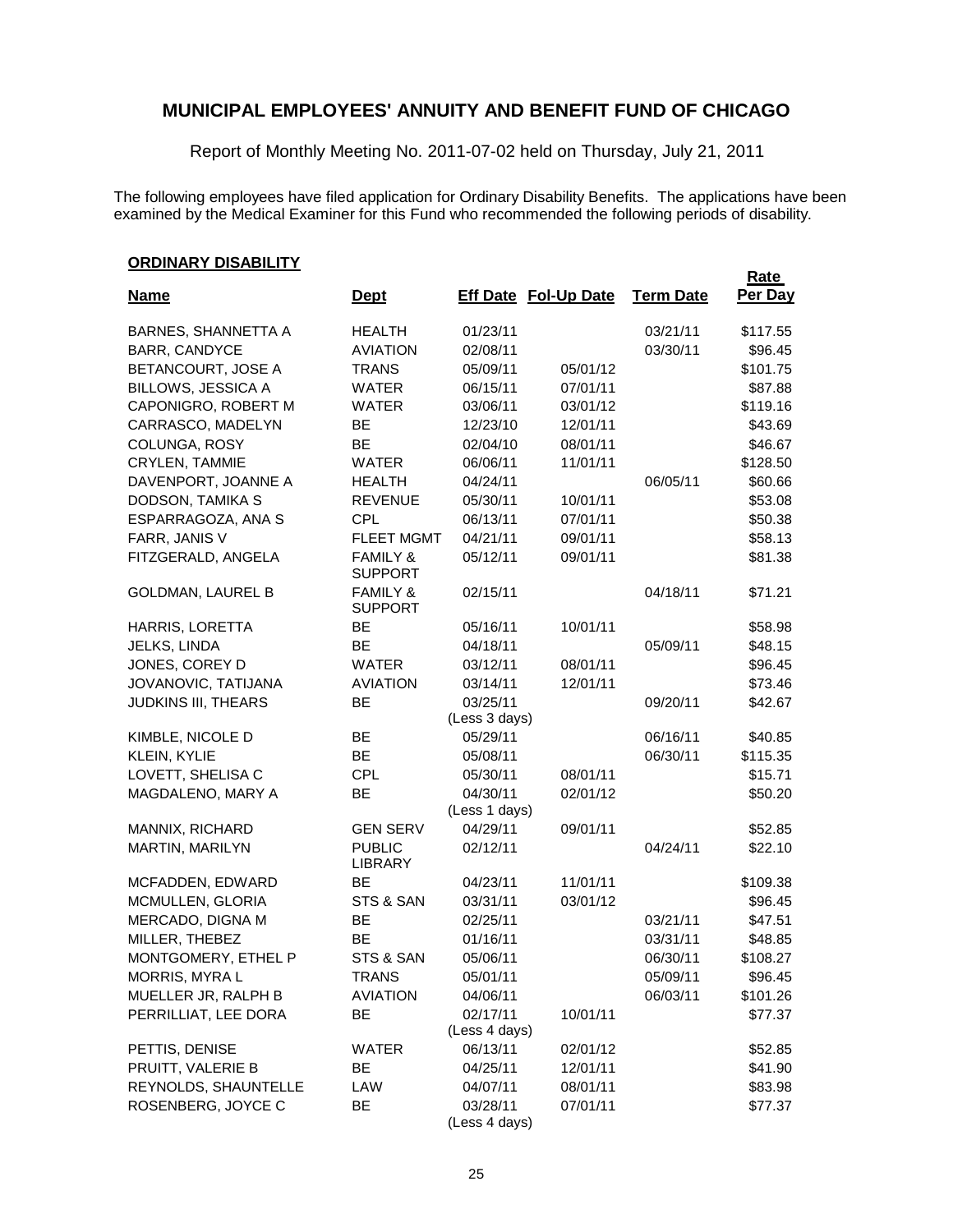## MUNICIPAL EMPLOYEES' ANNUITY AND BENEFIT FUND OF CHICAGO

Report of Monthly Meeting No. 2011-07-02 held on Thursday, July 21, 2011

The following employees have filed application for Ordinary Disability Benefits. The applications have been examined by the Medical Examiner for this Fund who recommended the following periods of disability.

**ORDINARY DISABILITY**

| Name | Dept | Eff Date | Fol-Up Date | Term Date | Rate Per Day |
|---|---|---|---|---|---|
| BARNES, SHANNETTA A | HEALTH | 01/23/11 | | 03/21/11 | $117.55 |
| BARR, CANDYCE | AVIATION | 02/08/11 | | 03/30/11 | $96.45 |
| BETANCOURT, JOSE A | TRANS | 05/09/11 | 05/01/12 | | $101.75 |
| BILLOWS, JESSICA A | WATER | 06/15/11 | 07/01/11 | | $87.88 |
| CAPONIGRO, ROBERT M | WATER | 03/06/11 | 03/01/12 | | $119.16 |
| CARRASCO, MADELYN | BE | 12/23/10 | 12/01/11 | | $43.69 |
| COLUNGA, ROSY | BE | 02/04/10 | 08/01/11 | | $46.67 |
| CRYLEN, TAMMIE | WATER | 06/06/11 | 11/01/11 | | $128.50 |
| DAVENPORT, JOANNE A | HEALTH | 04/24/11 | | 06/05/11 | $60.66 |
| DODSON, TAMIKA S | REVENUE | 05/30/11 | 10/01/11 | | $53.08 |
| ESPARRAGOZA, ANA S | CPL | 06/13/11 | 07/01/11 | | $50.38 |
| FARR, JANIS V | FLEET MGMT | 04/21/11 | 09/01/11 | | $58.13 |
| FITZGERALD, ANGELA | FAMILY & SUPPORT | 05/12/11 | 09/01/11 | | $81.38 |
| GOLDMAN, LAUREL B | FAMILY & SUPPORT | 02/15/11 | | 04/18/11 | $71.21 |
| HARRIS, LORETTA | BE | 05/16/11 | 10/01/11 | | $58.98 |
| JELKS, LINDA | BE | 04/18/11 | | 05/09/11 | $48.15 |
| JONES, COREY D | WATER | 03/12/11 | 08/01/11 | | $96.45 |
| JOVANOVIC, TATIJANA | AVIATION | 03/14/11 | 12/01/11 | | $73.46 |
| JUDKINS III, THEARS | BE | 03/25/11 (Less 3 days) | | 09/20/11 | $42.67 |
| KIMBLE, NICOLE D | BE | 05/29/11 | | 06/16/11 | $40.85 |
| KLEIN, KYLIE | BE | 05/08/11 | | 06/30/11 | $115.35 |
| LOVETT, SHELISA C | CPL | 05/30/11 | 08/01/11 | | $15.71 |
| MAGDALENO, MARY A | BE | 04/30/11 (Less 1 days) | 02/01/12 | | $50.20 |
| MANNIX, RICHARD | GEN SERV | 04/29/11 | 09/01/11 | | $52.85 |
| MARTIN, MARILYN | PUBLIC LIBRARY | 02/12/11 | | 04/24/11 | $22.10 |
| MCFADDEN, EDWARD | BE | 04/23/11 | 11/01/11 | | $109.38 |
| MCMULLEN, GLORIA | STS & SAN | 03/31/11 | 03/01/12 | | $96.45 |
| MERCADO, DIGNA M | BE | 02/25/11 | | 03/21/11 | $47.51 |
| MILLER, THEBEZ | BE | 01/16/11 | | 03/31/11 | $48.85 |
| MONTGOMERY, ETHEL P | STS & SAN | 05/06/11 | | 06/30/11 | $108.27 |
| MORRIS, MYRA L | TRANS | 05/01/11 | | 05/09/11 | $96.45 |
| MUELLER JR, RALPH B | AVIATION | 04/06/11 | | 06/03/11 | $101.26 |
| PERRILLIAT, LEE DORA | BE | 02/17/11 (Less 4 days) | 10/01/11 | | $77.37 |
| PETTIS, DENISE | WATER | 06/13/11 | 02/01/12 | | $52.85 |
| PRUITT, VALERIE B | BE | 04/25/11 | 12/01/11 | | $41.90 |
| REYNOLDS, SHAUNTELLE | LAW | 04/07/11 | 08/01/11 | | $83.98 |
| ROSENBERG, JOYCE C | BE | 03/28/11 (Less 4 days) | 07/01/11 | | $77.37 |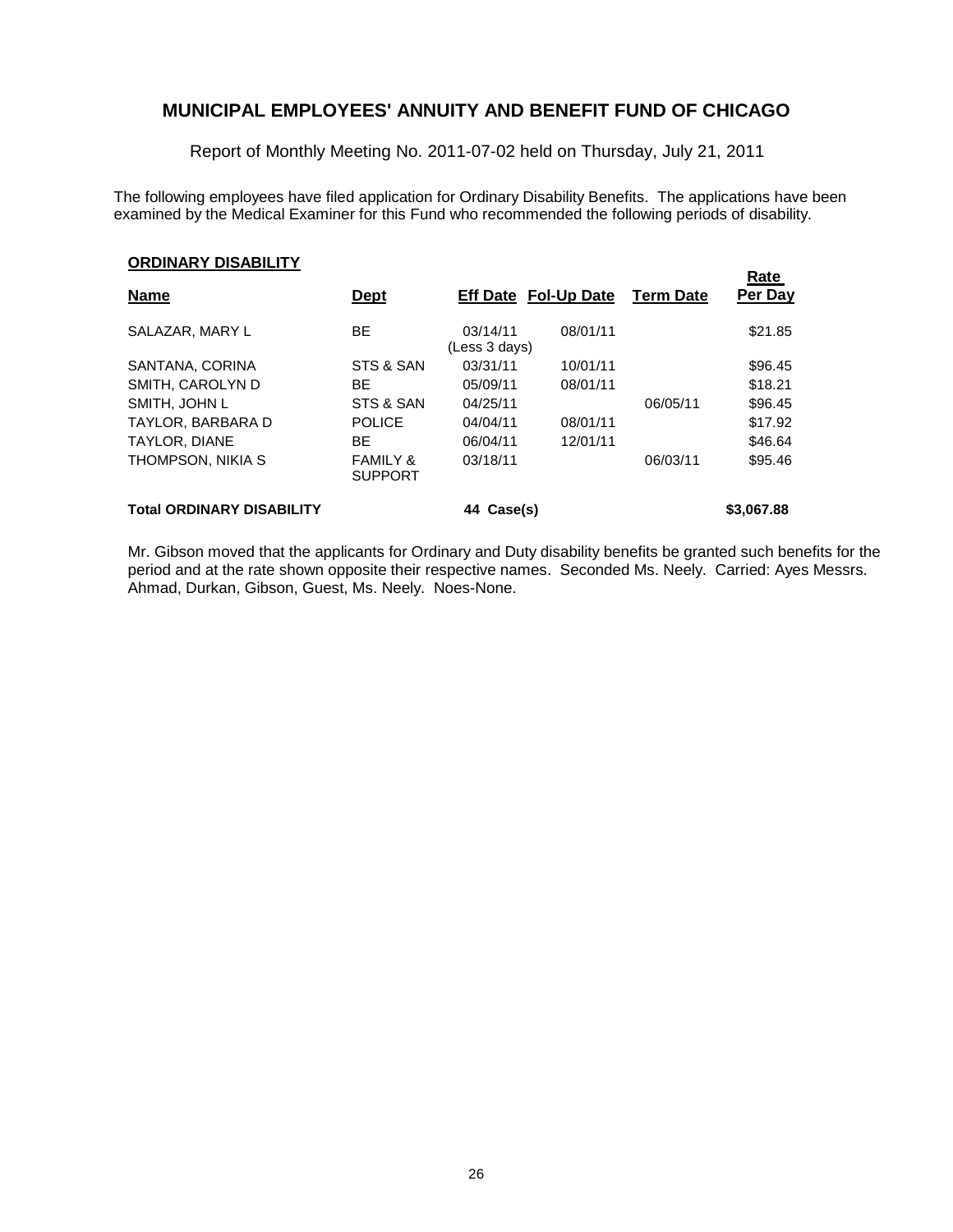# MUNICIPAL EMPLOYEES' ANNUITY AND BENEFIT FUND OF CHICAGO

Report of Monthly Meeting No. 2011-07-02 held on Thursday, July 21, 2011

The following employees have filed application for Ordinary Disability Benefits. The applications have been examined by the Medical Examiner for this Fund who recommended the following periods of disability.

**ORDINARY DISABILITY**

| Name | Dept | Eff Date | Fol-Up Date | Term Date | Rate Per Day |
|---|---|---|---|---|---|
| SALAZAR, MARY L | BE | 03/14/11 (Less 3 days) | 08/01/11 | | $21.85 |
| SANTANA, CORINA | STS & SAN | 03/31/11 | 10/01/11 | | $96.45 |
| SMITH, CAROLYN D | BE | 05/09/11 | 08/01/11 | | $18.21 |
| SMITH, JOHN L | STS & SAN | 04/25/11 | | 06/05/11 | $96.45 |
| TAYLOR, BARBARA D | POLICE | 04/04/11 | 08/01/11 | | $17.92 |
| TAYLOR, DIANE | BE | 06/04/11 | 12/01/11 | | $46.64 |
| THOMPSON, NIKIA S | FAMILY & SUPPORT | 03/18/11 | | 06/03/11 | $95.46 |
| **Total ORDINARY DISABILITY** | | **44 Case(s)** | | | **$3,067.88** |

Mr. Gibson moved that the applicants for Ordinary and Duty disability benefits be granted such benefits for the period and at the rate shown opposite their respective names. Seconded Ms. Neely. Carried: Ayes Messrs. Ahmad, Durkan, Gibson, Guest, Ms. Neely. Noes-None.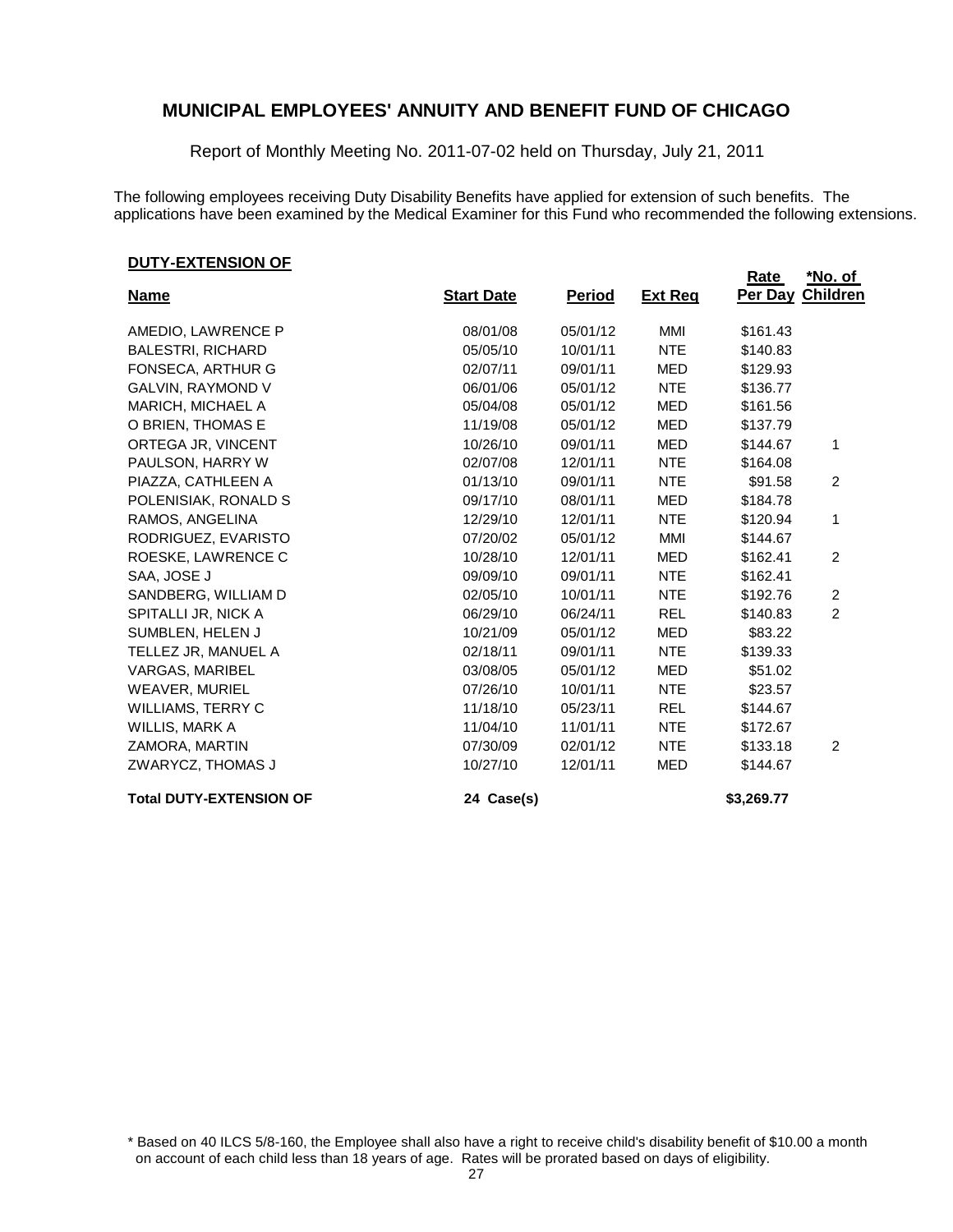# MUNICIPAL EMPLOYEES' ANNUITY AND BENEFIT FUND OF CHICAGO

Report of Monthly Meeting No. 2011-07-02 held on Thursday, July 21, 2011

The following employees receiving Duty Disability Benefits have applied for extension of such benefits. The applications have been examined by the Medical Examiner for this Fund who recommended the following extensions.

**DUTY-EXTENSION OF**

| Name | Start Date | Period | Ext Req | Rate Per Day | *No. of Children |
|---|---|---|---|---|---|
| AMEDIO, LAWRENCE P | 08/01/08 | 05/01/12 | MMI | $161.43 | |
| BALESTRI, RICHARD | 05/05/10 | 10/01/11 | NTE | $140.83 | |
| FONSECA, ARTHUR G | 02/07/11 | 09/01/11 | MED | $129.93 | |
| GALVIN, RAYMOND V | 06/01/06 | 05/01/12 | NTE | $136.77 | |
| MARICH, MICHAEL A | 05/04/08 | 05/01/12 | MED | $161.56 | |
| O BRIEN, THOMAS E | 11/19/08 | 05/01/12 | MED | $137.79 | |
| ORTEGA JR, VINCENT | 10/26/10 | 09/01/11 | MED | $144.67 | 1 |
| PAULSON, HARRY W | 02/07/08 | 12/01/11 | NTE | $164.08 | |
| PIAZZA, CATHLEEN A | 01/13/10 | 09/01/11 | NTE | $91.58 | 2 |
| POLENISIAK, RONALD S | 09/17/10 | 08/01/11 | MED | $184.78 | |
| RAMOS, ANGELINA | 12/29/10 | 12/01/11 | NTE | $120.94 | 1 |
| RODRIGUEZ, EVARISTO | 07/20/02 | 05/01/12 | MMI | $144.67 | |
| ROESKE, LAWRENCE C | 10/28/10 | 12/01/11 | MED | $162.41 | 2 |
| SAA, JOSE J | 09/09/10 | 09/01/11 | NTE | $162.41 | |
| SANDBERG, WILLIAM D | 02/05/10 | 10/01/11 | NTE | $192.76 | 2 |
| SPITALLI JR, NICK A | 06/29/10 | 06/24/11 | REL | $140.83 | 2 |
| SUMBLEN, HELEN J | 10/21/09 | 05/01/12 | MED | $83.22 | |
| TELLEZ JR, MANUEL A | 02/18/11 | 09/01/11 | NTE | $139.33 | |
| VARGAS, MARIBEL | 03/08/05 | 05/01/12 | MED | $51.02 | |
| WEAVER, MURIEL | 07/26/10 | 10/01/11 | NTE | $23.57 | |
| WILLIAMS, TERRY C | 11/18/10 | 05/23/11 | REL | $144.67 | |
| WILLIS, MARK A | 11/04/10 | 11/01/11 | NTE | $172.67 | |
| ZAMORA, MARTIN | 07/30/09 | 02/01/12 | NTE | $133.18 | 2 |
| ZWARYCZ, THOMAS J | 10/27/10 | 12/01/11 | MED | $144.67 | |
| **Total DUTY-EXTENSION OF** | **24 Case(s)** | | | **$3,269.77** | |

\* Based on 40 ILCS 5/8-160, the Employee shall also have a right to receive child's disability benefit of $10.00 a month on account of each child less than 18 years of age. Rates will be prorated based on days of eligibility.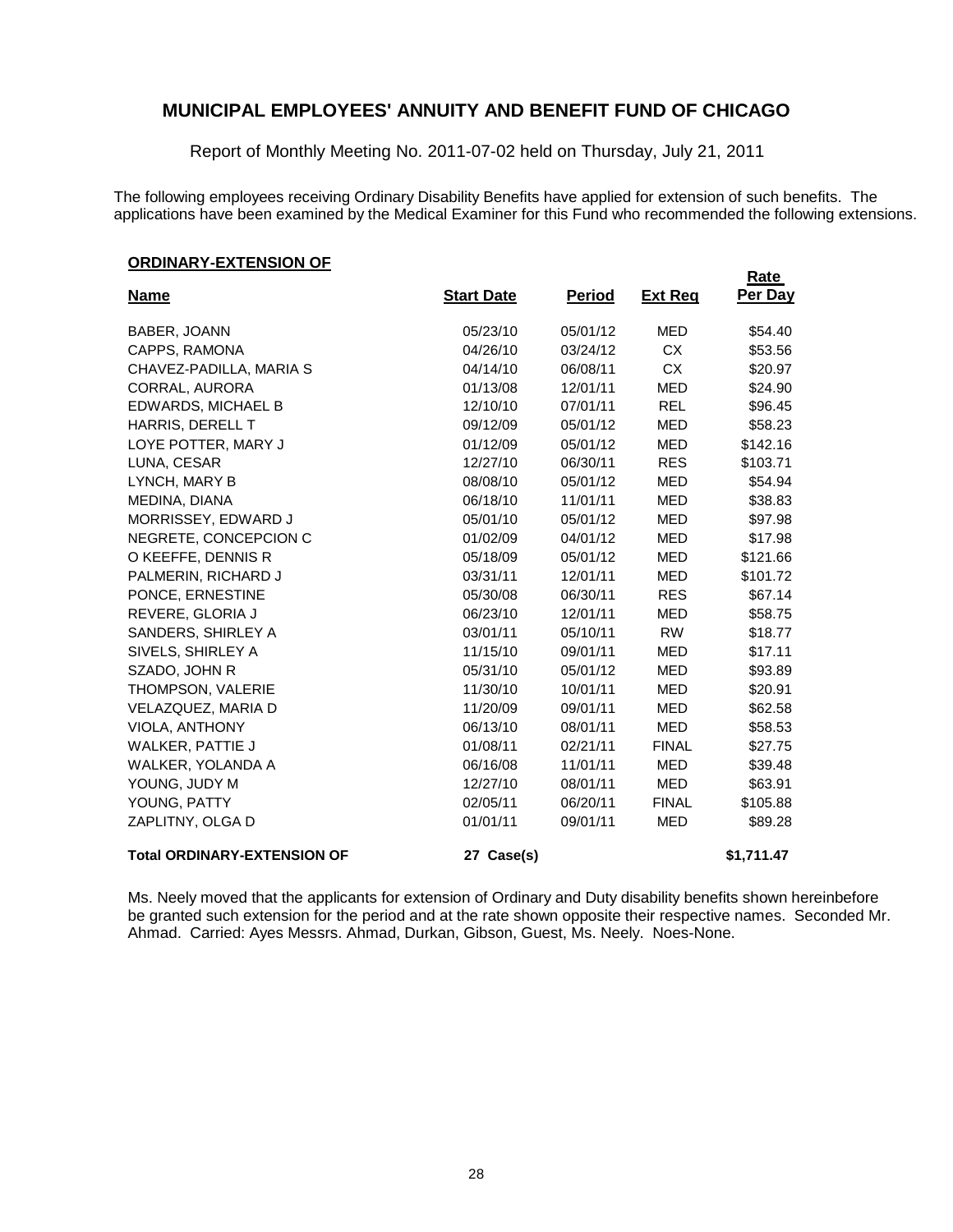# MUNICIPAL EMPLOYEES' ANNUITY AND BENEFIT FUND OF CHICAGO

Report of Monthly Meeting No. 2011-07-02 held on Thursday, July 21, 2011

The following employees receiving Ordinary Disability Benefits have applied for extension of such benefits. The applications have been examined by the Medical Examiner for this Fund who recommended the following extensions.

**ORDINARY-EXTENSION OF**

| Name | Start Date | Period | Ext Req | Rate Per Day |
|---|---|---|---|---|
| BABER, JOANN | 05/23/10 | 05/01/12 | MED | $54.40 |
| CAPPS, RAMONA | 04/26/10 | 03/24/12 | CX | $53.56 |
| CHAVEZ-PADILLA, MARIA S | 04/14/10 | 06/08/11 | CX | $20.97 |
| CORRAL, AURORA | 01/13/08 | 12/01/11 | MED | $24.90 |
| EDWARDS, MICHAEL B | 12/10/10 | 07/01/11 | REL | $96.45 |
| HARRIS, DERELL T | 09/12/09 | 05/01/12 | MED | $58.23 |
| LOYE POTTER, MARY J | 01/12/09 | 05/01/12 | MED | $142.16 |
| LUNA, CESAR | 12/27/10 | 06/30/11 | RES | $103.71 |
| LYNCH, MARY B | 08/08/10 | 05/01/12 | MED | $54.94 |
| MEDINA, DIANA | 06/18/10 | 11/01/11 | MED | $38.83 |
| MORRISSEY, EDWARD J | 05/01/10 | 05/01/12 | MED | $97.98 |
| NEGRETE, CONCEPCION C | 01/02/09 | 04/01/12 | MED | $17.98 |
| O KEEFFE, DENNIS R | 05/18/09 | 05/01/12 | MED | $121.66 |
| PALMERIN, RICHARD J | 03/31/11 | 12/01/11 | MED | $101.72 |
| PONCE, ERNESTINE | 05/30/08 | 06/30/11 | RES | $67.14 |
| REVERE, GLORIA J | 06/23/10 | 12/01/11 | MED | $58.75 |
| SANDERS, SHIRLEY A | 03/01/11 | 05/10/11 | RW | $18.77 |
| SIVELS, SHIRLEY A | 11/15/10 | 09/01/11 | MED | $17.11 |
| SZADO, JOHN R | 05/31/10 | 05/01/12 | MED | $93.89 |
| THOMPSON, VALERIE | 11/30/10 | 10/01/11 | MED | $20.91 |
| VELAZQUEZ, MARIA D | 11/20/09 | 09/01/11 | MED | $62.58 |
| VIOLA, ANTHONY | 06/13/10 | 08/01/11 | MED | $58.53 |
| WALKER, PATTIE J | 01/08/11 | 02/21/11 | FINAL | $27.75 |
| WALKER, YOLANDA A | 06/16/08 | 11/01/11 | MED | $39.48 |
| YOUNG, JUDY M | 12/27/10 | 08/01/11 | MED | $63.91 |
| YOUNG, PATTY | 02/05/11 | 06/20/11 | FINAL | $105.88 |
| ZAPLITNY, OLGA D | 01/01/11 | 09/01/11 | MED | $89.28 |
| **Total ORDINARY-EXTENSION OF** | **27 Case(s)** | | | **$1,711.47** |

Ms. Neely moved that the applicants for extension of Ordinary and Duty disability benefits shown hereinbefore be granted such extension for the period and at the rate shown opposite their respective names. Seconded Mr. Ahmad. Carried: Ayes Messrs. Ahmad, Durkan, Gibson, Guest, Ms. Neely. Noes-None.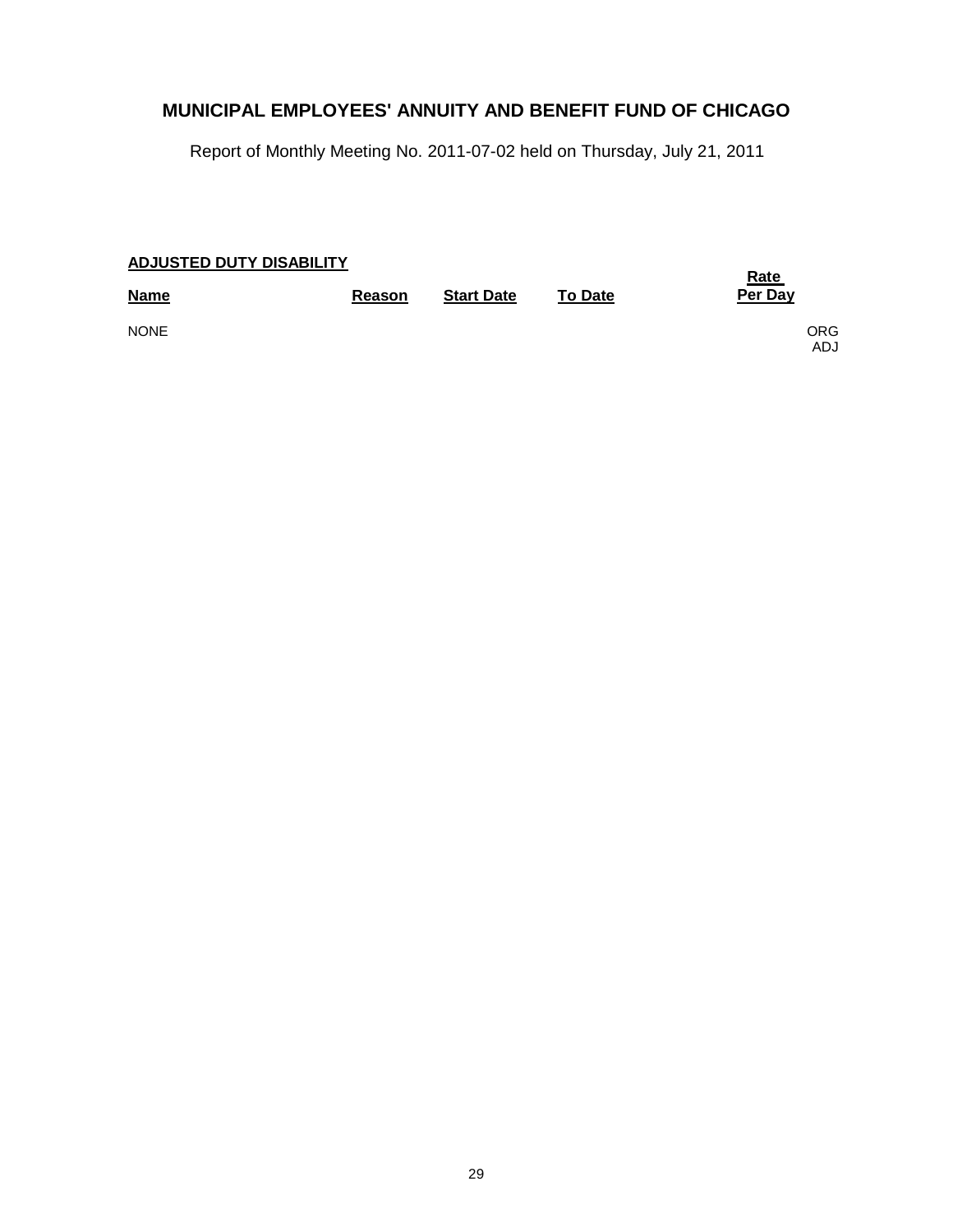## MUNICIPAL EMPLOYEES' ANNUITY AND BENEFIT FUND OF CHICAGO

Report of Monthly Meeting No. 2011-07-02 held on Thursday, July 21, 2011

**ADJUSTED DUTY DISABILITY**

| Name | Reason | Start Date | To Date | Rate Per Day |
|---|---|---|---|---|
| NONE | | | | ORG ADJ |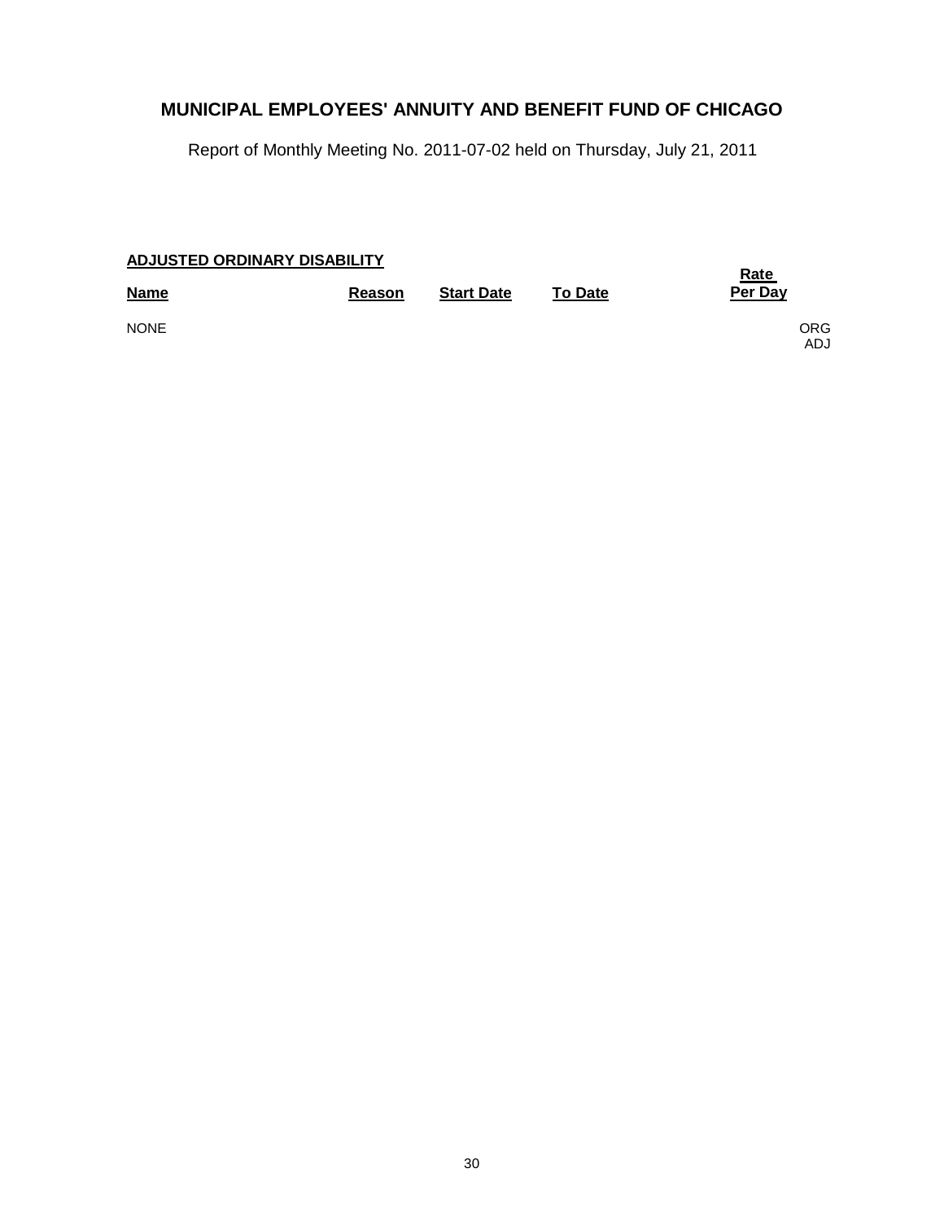# MUNICIPAL EMPLOYEES' ANNUITY AND BENEFIT FUND OF CHICAGO

Report of Monthly Meeting No. 2011-07-02 held on Thursday, July 21, 2011

**ADJUSTED ORDINARY DISABILITY**

| Name | Reason | Start Date | To Date | Rate Per Day | |
|---|---|---|---|---|---|
| NONE | | | | | ORG ADJ |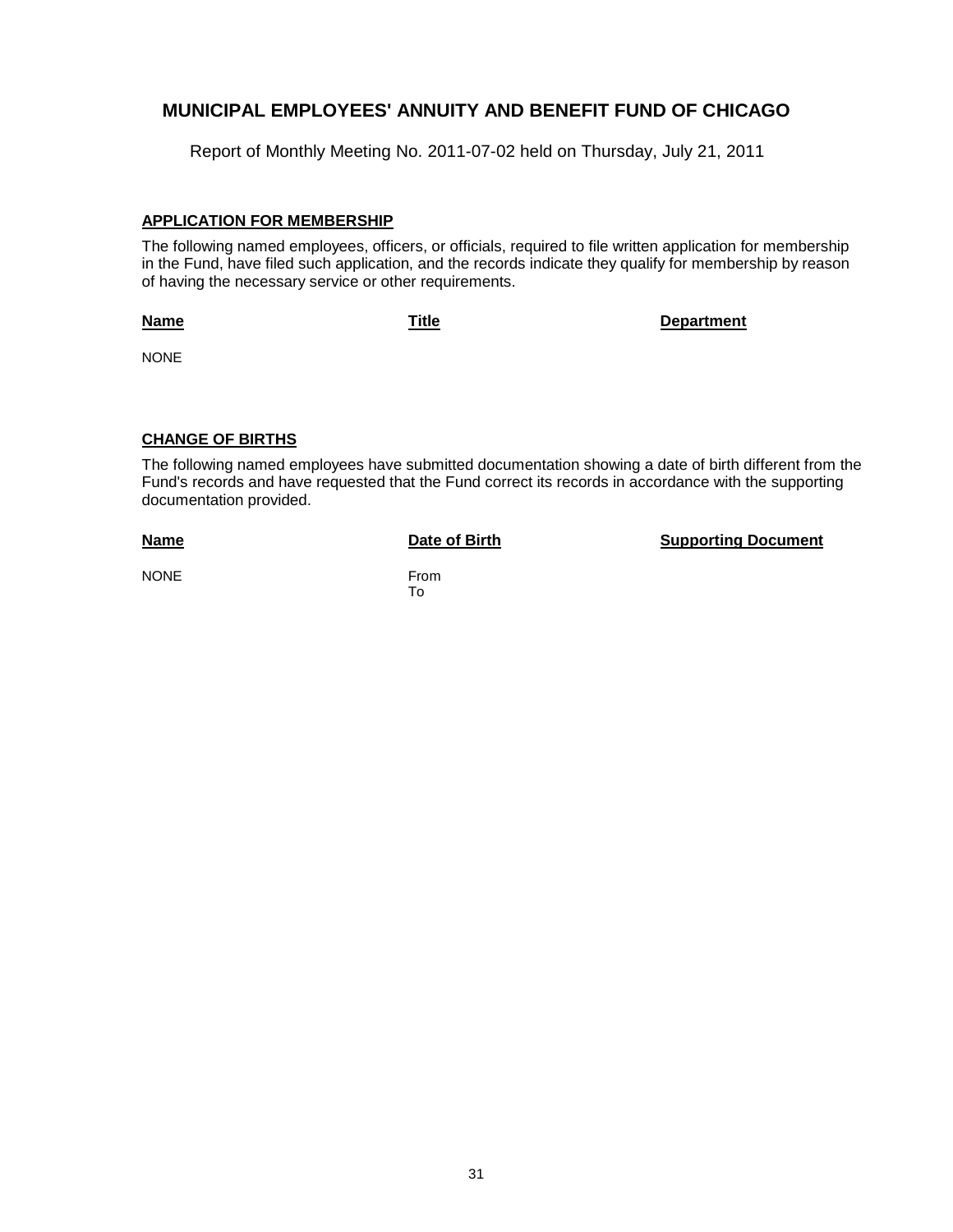# MUNICIPAL EMPLOYEES' ANNUITY AND BENEFIT FUND OF CHICAGO

Report of Monthly Meeting No. 2011-07-02 held on Thursday, July 21, 2011

## APPLICATION FOR MEMBERSHIP

The following named employees, officers, or officials, required to file written application for membership in the Fund, have filed such application, and the records indicate they qualify for membership by reason of having the necessary service or other requirements.

| Name | Title | Department |
|---|---|---|
| NONE | | |

## CHANGE OF BIRTHS

The following named employees have submitted documentation showing a date of birth different from the Fund's records and have requested that the Fund correct its records in accordance with the supporting documentation provided.

| Name | Date of Birth | Supporting Document |
|---|---|---|
| NONE | From<br>To | |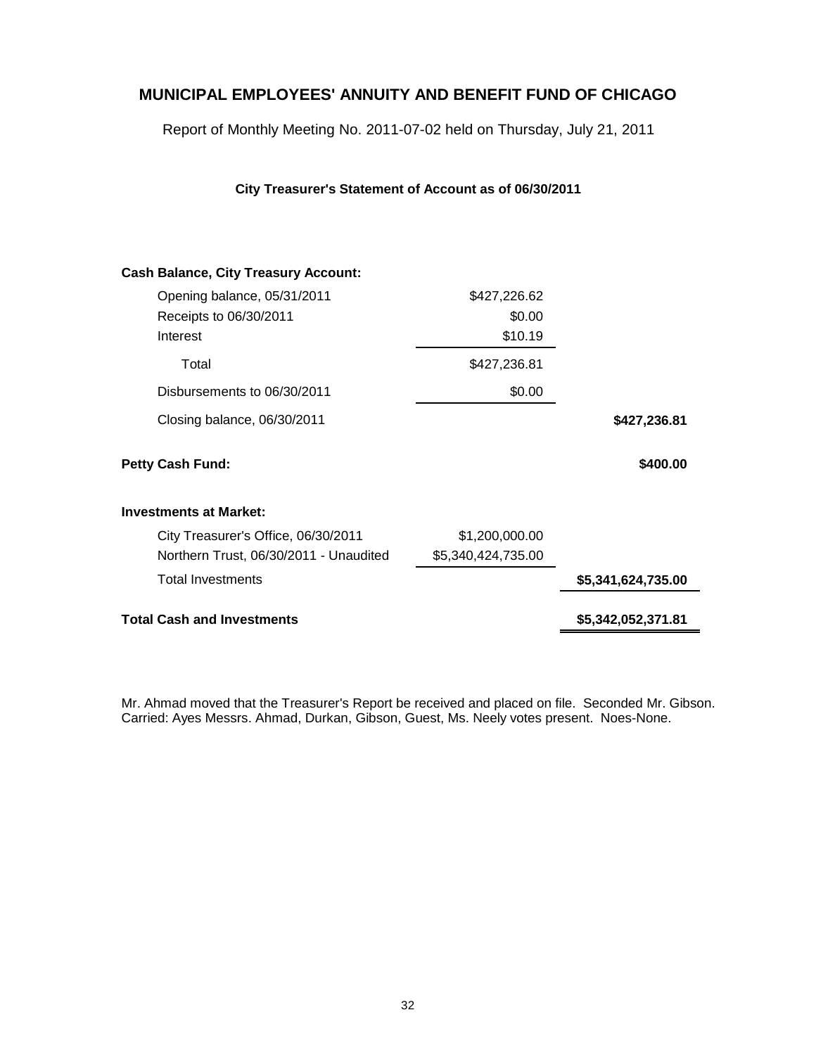## MUNICIPAL EMPLOYEES' ANNUITY AND BENEFIT FUND OF CHICAGO

Report of Monthly Meeting No. 2011-07-02 held on Thursday, July 21, 2011

**City Treasurer's Statement of Account as of 06/30/2011**

| | | |
|---|---|---|
| **Cash Balance, City Treasury Account:** | | |
| Opening balance, 05/31/2011 | $427,226.62 | |
| Receipts to 06/30/2011 | $0.00 | |
| Interest | $10.19 | |
| Total | $427,236.81 | |
| Disbursements to 06/30/2011 | $0.00 | |
| Closing balance, 06/30/2011 | | **$427,236.81** |
| **Petty Cash Fund:** | | **$400.00** |
| **Investments at Market:** | | |
| City Treasurer's Office, 06/30/2011 | $1,200,000.00 | |
| Northern Trust, 06/30/2011 - Unaudited | $5,340,424,735.00 | |
| Total Investments | | **$5,341,624,735.00** |
| **Total Cash and Investments** | | **$5,342,052,371.81** |

Mr. Ahmad moved that the Treasurer's Report be received and placed on file. Seconded Mr. Gibson. Carried: Ayes Messrs. Ahmad, Durkan, Gibson, Guest, Ms. Neely votes present. Noes-None.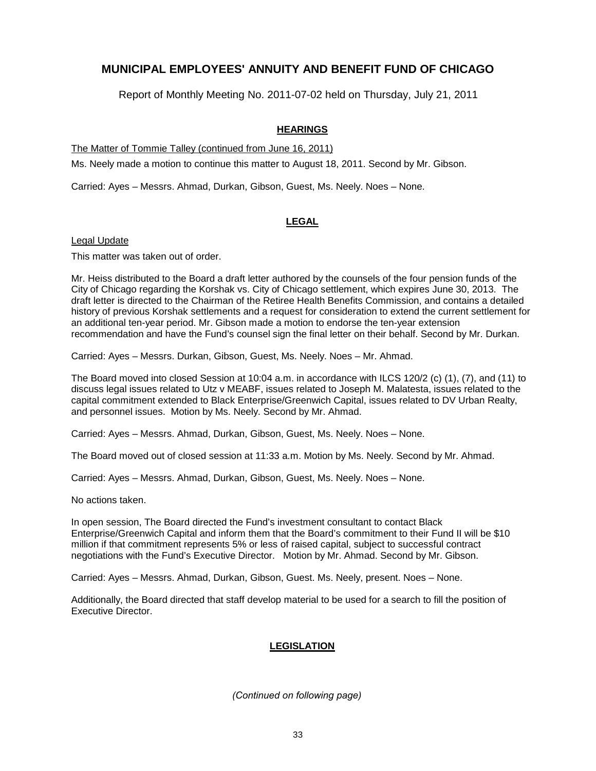# MUNICIPAL EMPLOYEES' ANNUITY AND BENEFIT FUND OF CHICAGO

Report of Monthly Meeting No. 2011-07-02 held on Thursday, July 21, 2011

## HEARINGS

The Matter of Tommie Talley (continued from June 16, 2011)

Ms. Neely made a motion to continue this matter to August 18, 2011. Second by Mr. Gibson.

Carried: Ayes – Messrs. Ahmad, Durkan, Gibson, Guest, Ms. Neely. Noes – None.

## LEGAL

Legal Update

This matter was taken out of order.

Mr. Heiss distributed to the Board a draft letter authored by the counsels of the four pension funds of the City of Chicago regarding the Korshak vs. City of Chicago settlement, which expires June 30, 2013. The draft letter is directed to the Chairman of the Retiree Health Benefits Commission, and contains a detailed history of previous Korshak settlements and a request for consideration to extend the current settlement for an additional ten-year period. Mr. Gibson made a motion to endorse the ten-year extension recommendation and have the Fund's counsel sign the final letter on their behalf. Second by Mr. Durkan.

Carried: Ayes – Messrs. Durkan, Gibson, Guest, Ms. Neely. Noes – Mr. Ahmad.

The Board moved into closed Session at 10:04 a.m. in accordance with ILCS 120/2 (c) (1), (7), and (11) to discuss legal issues related to Utz v MEABF, issues related to Joseph M. Malatesta, issues related to the capital commitment extended to Black Enterprise/Greenwich Capital, issues related to DV Urban Realty, and personnel issues. Motion by Ms. Neely. Second by Mr. Ahmad.

Carried: Ayes – Messrs. Ahmad, Durkan, Gibson, Guest, Ms. Neely. Noes – None.

The Board moved out of closed session at 11:33 a.m. Motion by Ms. Neely. Second by Mr. Ahmad.

Carried: Ayes – Messrs. Ahmad, Durkan, Gibson, Guest, Ms. Neely. Noes – None.

No actions taken.

In open session, The Board directed the Fund's investment consultant to contact Black Enterprise/Greenwich Capital and inform them that the Board's commitment to their Fund II will be $10 million if that commitment represents 5% or less of raised capital, subject to successful contract negotiations with the Fund's Executive Director. Motion by Mr. Ahmad. Second by Mr. Gibson.

Carried: Ayes – Messrs. Ahmad, Durkan, Gibson, Guest. Ms. Neely, present. Noes – None.

Additionally, the Board directed that staff develop material to be used for a search to fill the position of Executive Director.

## LEGISLATION

*(Continued on following page)*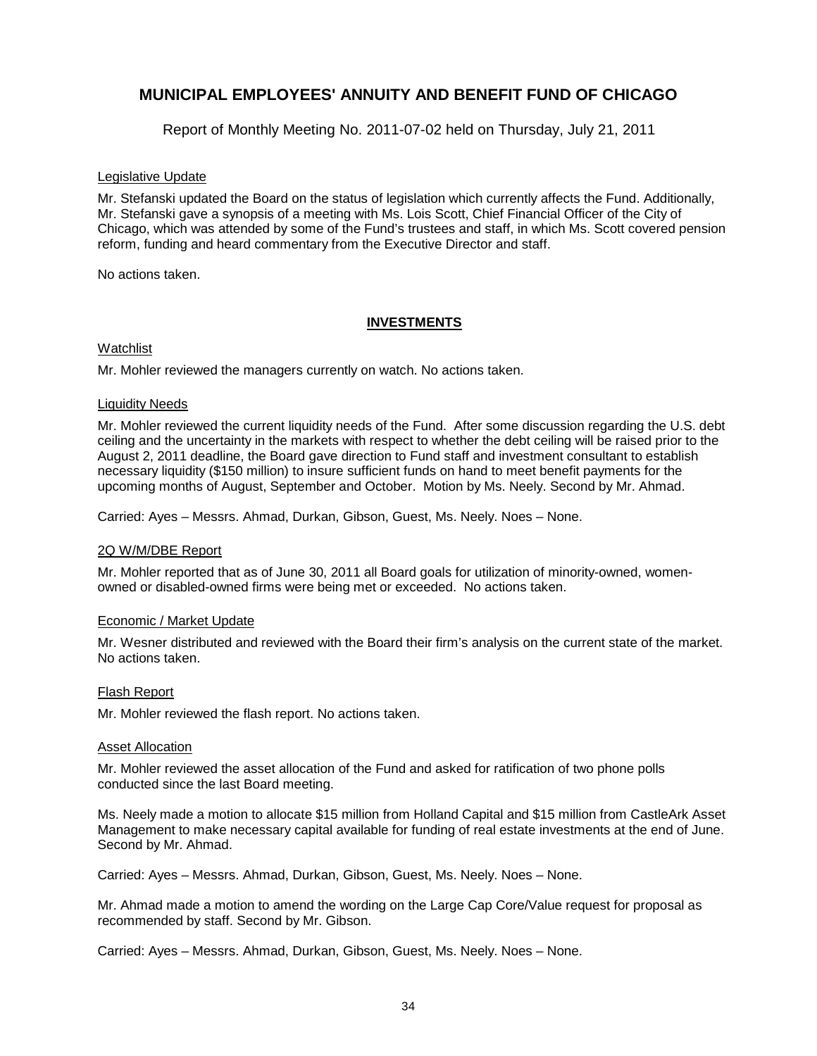# MUNICIPAL EMPLOYEES' ANNUITY AND BENEFIT FUND OF CHICAGO

Report of Monthly Meeting No. 2011-07-02 held on Thursday, July 21, 2011

Legislative Update

Mr. Stefanski updated the Board on the status of legislation which currently affects the Fund. Additionally, Mr. Stefanski gave a synopsis of a meeting with Ms. Lois Scott, Chief Financial Officer of the City of Chicago, which was attended by some of the Fund's trustees and staff, in which Ms. Scott covered pension reform, funding and heard commentary from the Executive Director and staff.

No actions taken.

## INVESTMENTS

Watchlist

Mr. Mohler reviewed the managers currently on watch. No actions taken.

Liquidity Needs

Mr. Mohler reviewed the current liquidity needs of the Fund. After some discussion regarding the U.S. debt ceiling and the uncertainty in the markets with respect to whether the debt ceiling will be raised prior to the August 2, 2011 deadline, the Board gave direction to Fund staff and investment consultant to establish necessary liquidity ($150 million) to insure sufficient funds on hand to meet benefit payments for the upcoming months of August, September and October. Motion by Ms. Neely. Second by Mr. Ahmad.

Carried: Ayes – Messrs. Ahmad, Durkan, Gibson, Guest, Ms. Neely. Noes – None.

2Q W/M/DBE Report

Mr. Mohler reported that as of June 30, 2011 all Board goals for utilization of minority-owned, women-owned or disabled-owned firms were being met or exceeded. No actions taken.

Economic / Market Update

Mr. Wesner distributed and reviewed with the Board their firm's analysis on the current state of the market. No actions taken.

Flash Report

Mr. Mohler reviewed the flash report. No actions taken.

Asset Allocation

Mr. Mohler reviewed the asset allocation of the Fund and asked for ratification of two phone polls conducted since the last Board meeting.

Ms. Neely made a motion to allocate $15 million from Holland Capital and $15 million from CastleArk Asset Management to make necessary capital available for funding of real estate investments at the end of June. Second by Mr. Ahmad.

Carried: Ayes – Messrs. Ahmad, Durkan, Gibson, Guest, Ms. Neely. Noes – None.

Mr. Ahmad made a motion to amend the wording on the Large Cap Core/Value request for proposal as recommended by staff. Second by Mr. Gibson.

Carried: Ayes – Messrs. Ahmad, Durkan, Gibson, Guest, Ms. Neely. Noes – None.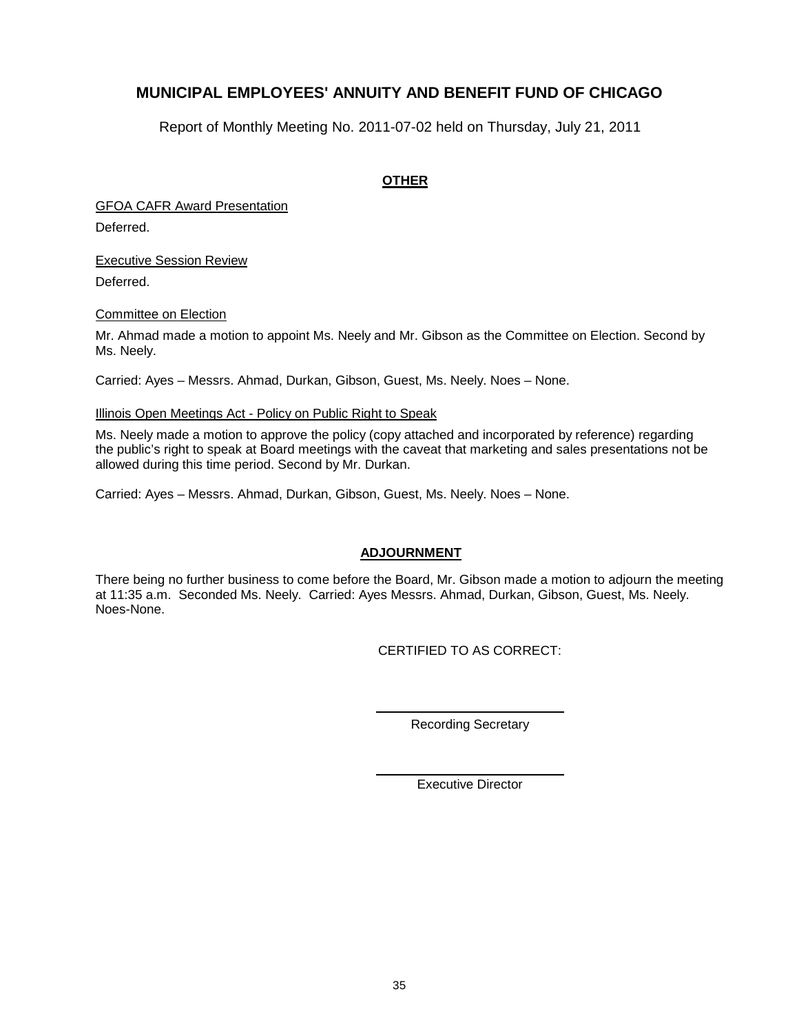# MUNICIPAL EMPLOYEES' ANNUITY AND BENEFIT FUND OF CHICAGO

Report of Monthly Meeting No. 2011-07-02 held on Thursday, July 21, 2011

## OTHER

GFOA CAFR Award Presentation

Deferred.

Executive Session Review

Deferred.

Committee on Election

Mr. Ahmad made a motion to appoint Ms. Neely and Mr. Gibson as the Committee on Election. Second by Ms. Neely.

Carried: Ayes – Messrs. Ahmad, Durkan, Gibson, Guest, Ms. Neely. Noes – None.

Illinois Open Meetings Act - Policy on Public Right to Speak

Ms. Neely made a motion to approve the policy (copy attached and incorporated by reference) regarding the public's right to speak at Board meetings with the caveat that marketing and sales presentations not be allowed during this time period. Second by Mr. Durkan.

Carried: Ayes – Messrs. Ahmad, Durkan, Gibson, Guest, Ms. Neely. Noes – None.

## ADJOURNMENT

There being no further business to come before the Board, Mr. Gibson made a motion to adjourn the meeting at 11:35 a.m. Seconded Ms. Neely. Carried: Ayes Messrs. Ahmad, Durkan, Gibson, Guest, Ms. Neely. Noes-None.

CERTIFIED TO AS CORRECT:

Recording Secretary

Executive Director